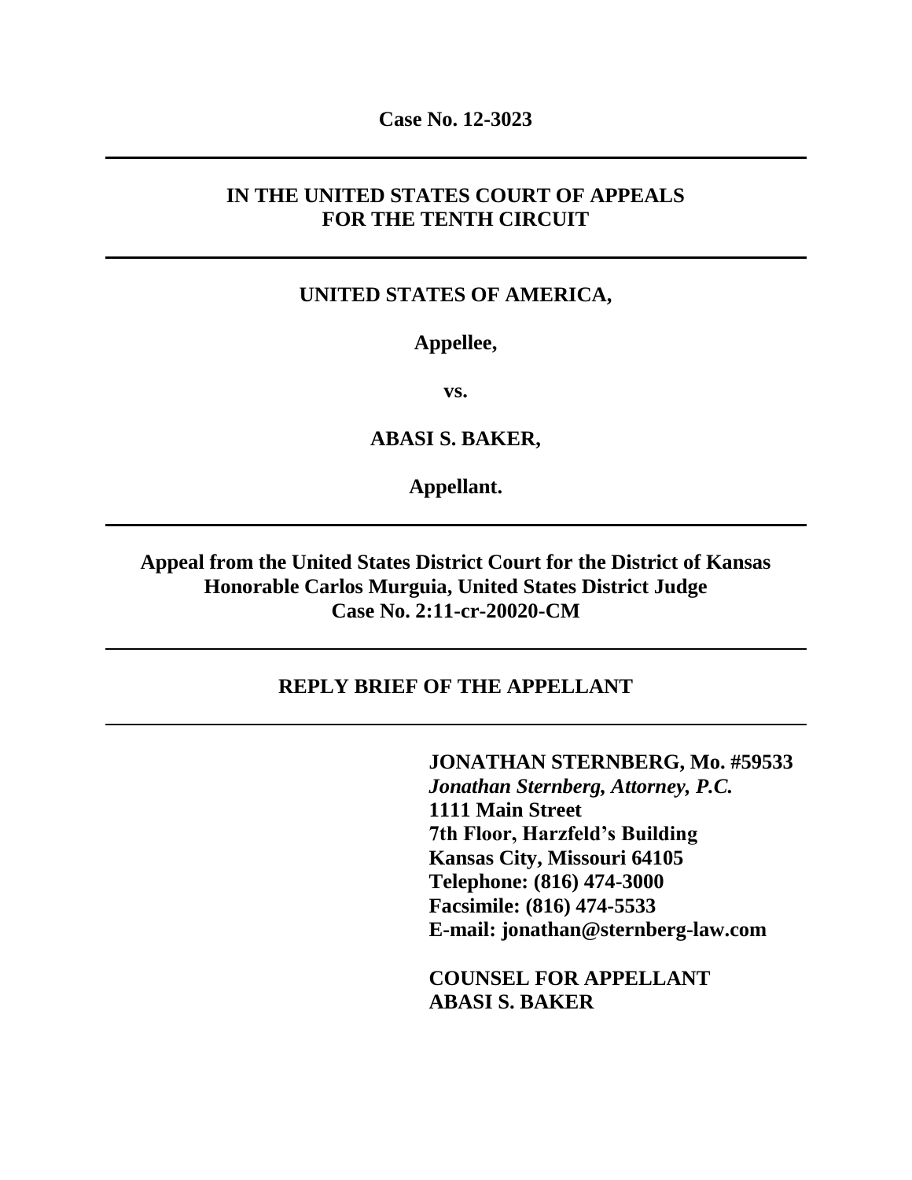**Case No. 12-3023**

---

**IN THE UNITED STATES COURT OF APPEALS**
**FOR THE TENTH CIRCUIT**

---

**UNITED STATES OF AMERICA,**

**Appellee,**

**vs.**

**ABASI S. BAKER,**

**Appellant.**

---

**Appeal from the United States District Court for the District of Kansas**
**Honorable Carlos Murguia, United States District Judge**
**Case No. 2:11-cr-20020-CM**

---

**REPLY BRIEF OF THE APPELLANT**

---

**JONATHAN STERNBERG, Mo. #59533**
***Jonathan Sternberg, Attorney, P.C.***
**1111 Main Street**
**7th Floor, Harzfeld's Building**
**Kansas City, Missouri 64105**
**Telephone: (816) 474-3000**
**Facsimile: (816) 474-5533**
**E-mail: jonathan@sternberg-law.com**

**COUNSEL FOR APPELLANT**
**ABASI S. BAKER**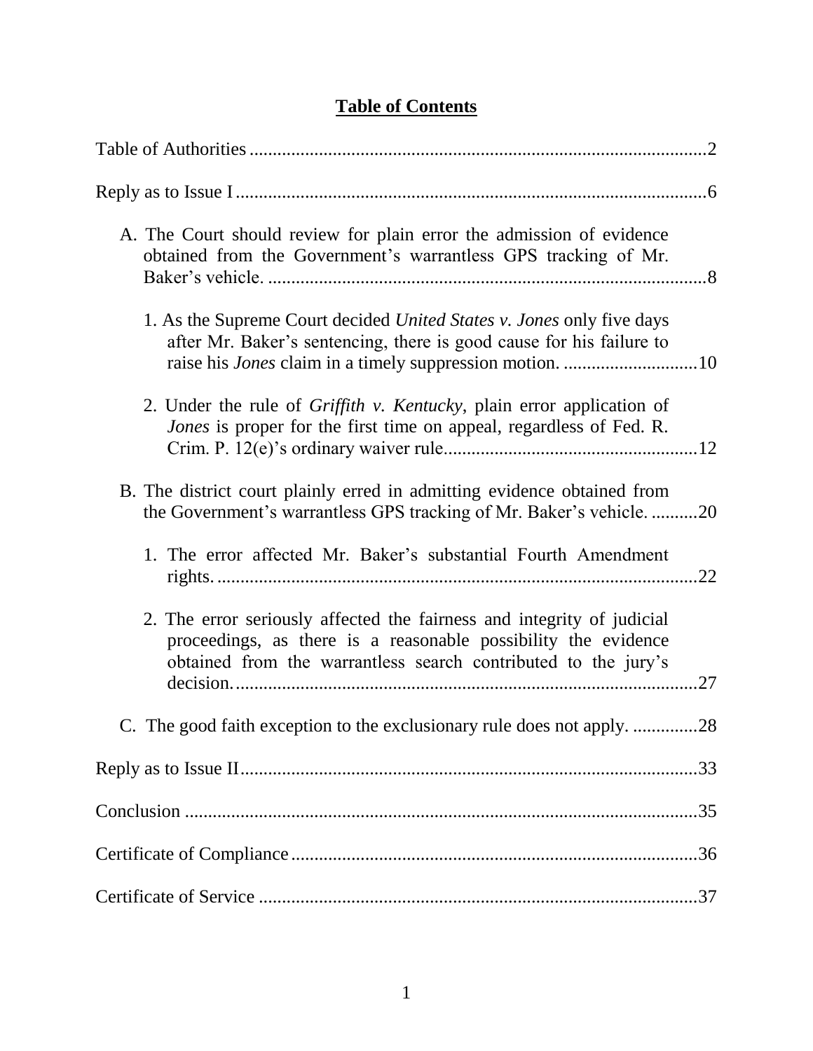# Table of Contents

Table of Authorities ....................................................................................................2

Reply as to Issue I .......................................................................................................6

- A. The Court should review for plain error the admission of evidence obtained from the Government's warrantless GPS tracking of Mr. Baker's vehicle. ..............................................................................................8
  - 1. As the Supreme Court decided *United States v. Jones* only five days after Mr. Baker's sentencing, there is good cause for his failure to raise his *Jones* claim in a timely suppression motion. .............................10
  - 2. Under the rule of *Griffith v. Kentucky*, plain error application of *Jones* is proper for the first time on appeal, regardless of Fed. R. Crim. P. 12(e)'s ordinary waiver rule......................................................12
- B. The district court plainly erred in admitting evidence obtained from the Government's warrantless GPS tracking of Mr. Baker's vehicle. ..........20
  - 1. The error affected Mr. Baker's substantial Fourth Amendment rights. .......................................................................................................22
  - 2. The error seriously affected the fairness and integrity of judicial proceedings, as there is a reasonable possibility the evidence obtained from the warrantless search contributed to the jury's decision. ....................................................................................................27
- C. The good faith exception to the exclusionary rule does not apply. ..............28

Reply as to Issue II ...................................................................................................33

Conclusion ...............................................................................................................35

Certificate of Compliance ........................................................................................36

Certificate of Service ...............................................................................................37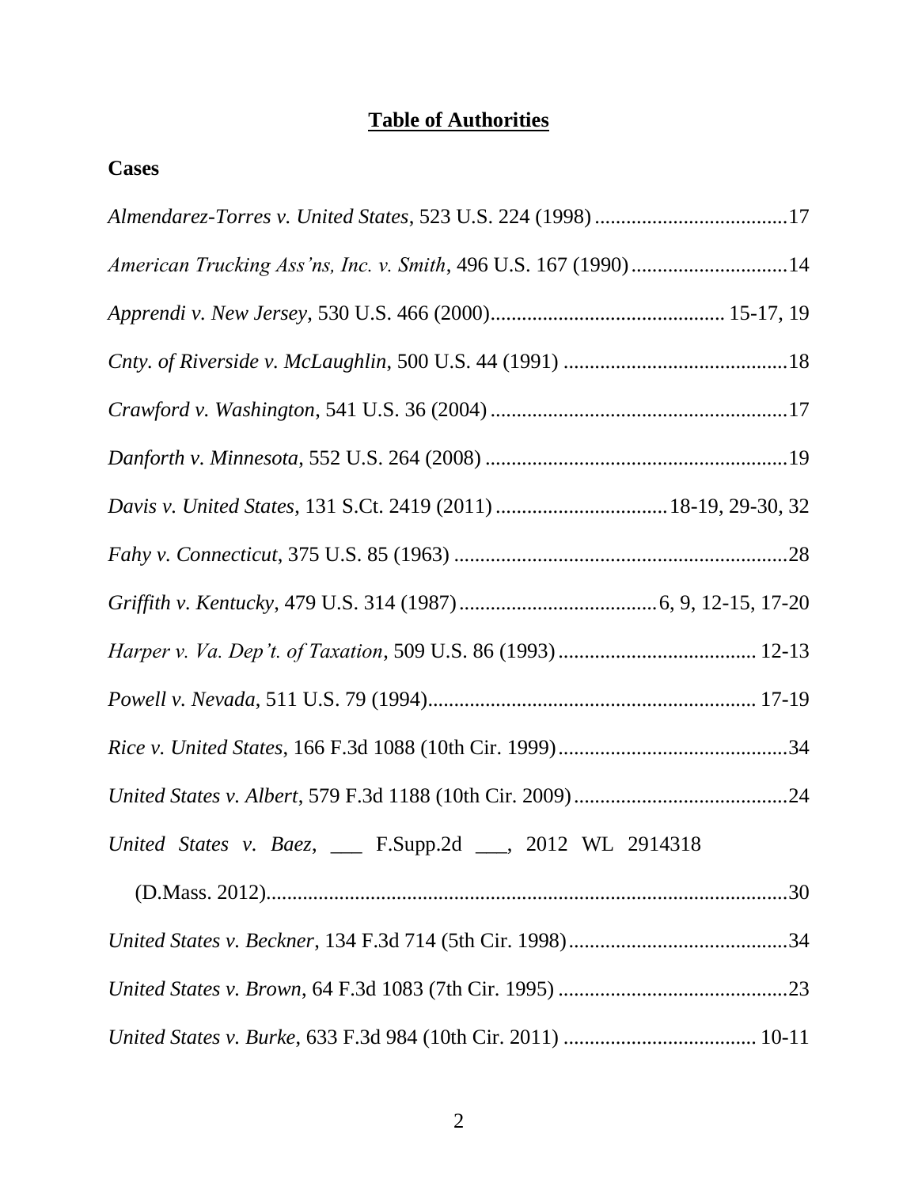**Table of Authorities**

**Cases**

*Almendarez-Torres v. United States*, 523 U.S. 224 (1998) ....................................17

*American Trucking Ass'ns, Inc. v. Smith*, 496 U.S. 167 (1990) .............................14

*Apprendi v. New Jersey*, 530 U.S. 466 (2000)............................................ 15-17, 19

*Cnty. of Riverside v. McLaughlin*, 500 U.S. 44 (1991) ...........................................18

*Crawford v. Washington*, 541 U.S. 36 (2004) .........................................................17

*Danforth v. Minnesota*, 552 U.S. 264 (2008) ..........................................................19

*Davis v. United States*, 131 S.Ct. 2419 (2011) ................................18-19, 29-30, 32

*Fahy v. Connecticut*, 375 U.S. 85 (1963) ................................................................28

*Griffith v. Kentucky*, 479 U.S. 314 (1987) ......................................6, 9, 12-15, 17-20

*Harper v. Va. Dep't. of Taxation*, 509 U.S. 86 (1993) ...................................... 12-13

*Powell v. Nevada*, 511 U.S. 79 (1994).............................................................. 17-19

*Rice v. United States*, 166 F.3d 1088 (10th Cir. 1999)............................................34

*United States v. Albert*, 579 F.3d 1188 (10th Cir. 2009)..........................................24

*United States v. Baez*, ___ F.Supp.2d ___, 2012 WL 2914318 (D.Mass. 2012).....................................................................................................30

*United States v. Beckner*, 134 F.3d 714 (5th Cir. 1998)...........................................34

*United States v. Brown*, 64 F.3d 1083 (7th Cir. 1995) ............................................23

*United States v. Burke*, 633 F.3d 984 (10th Cir. 2011) ..................................... 10-11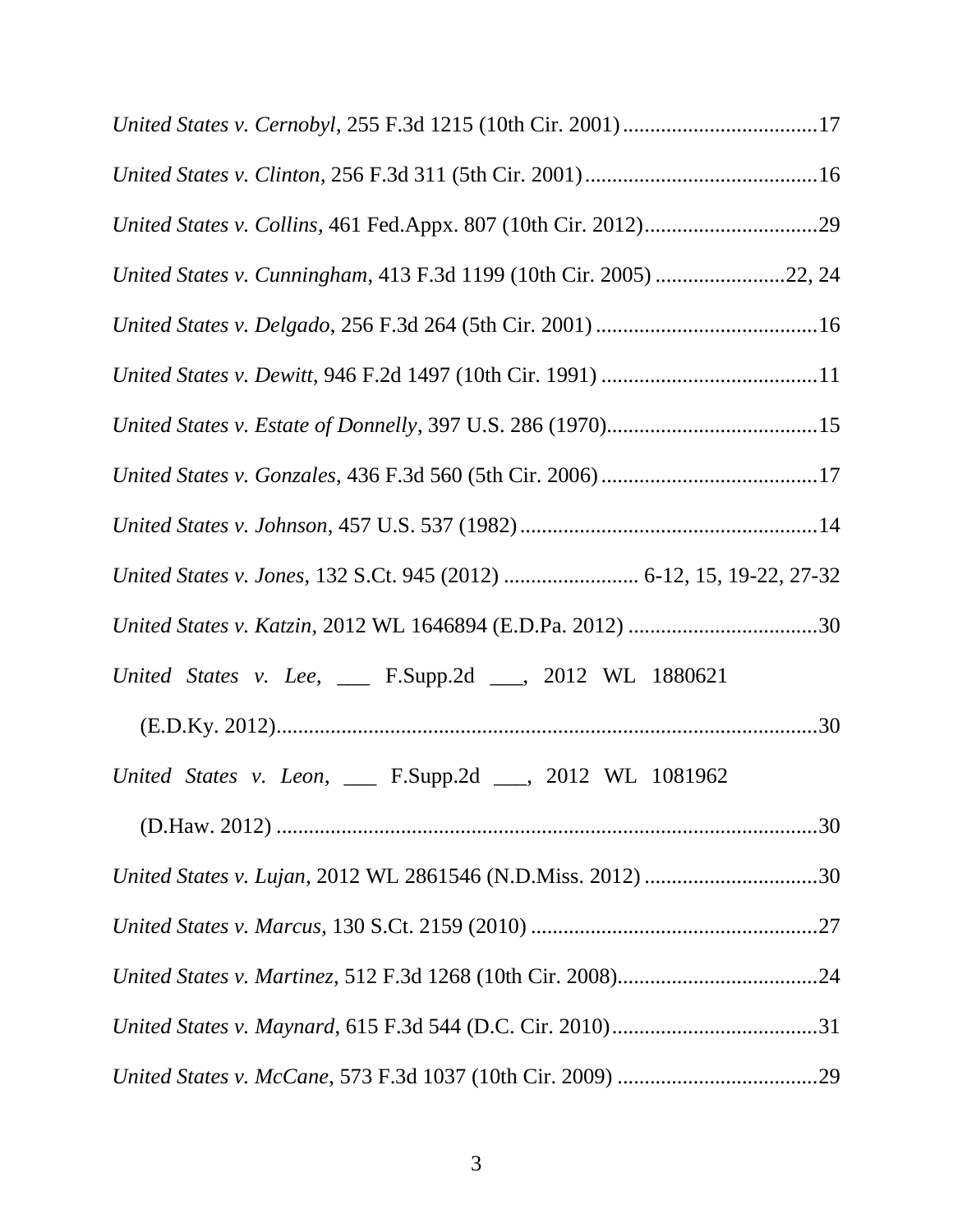*United States v. Cernobyl*, 255 F.3d 1215 (10th Cir. 2001) ....................................17

*United States v. Clinton*, 256 F.3d 311 (5th Cir. 2001) ...........................................16

*United States v. Collins*, 461 Fed.Appx. 807 (10th Cir. 2012)................................29

*United States v. Cunningham*, 413 F.3d 1199 (10th Cir. 2005) ........................22, 24

*United States v. Delgado*, 256 F.3d 264 (5th Cir. 2001) .........................................16

*United States v. Dewitt*, 946 F.2d 1497 (10th Cir. 1991) ........................................11

*United States v. Estate of Donnelly*, 397 U.S. 286 (1970).......................................15

*United States v. Gonzales*, 436 F.3d 560 (5th Cir. 2006) ........................................17

*United States v. Johnson*, 457 U.S. 537 (1982) .......................................................14

*United States v. Jones*, 132 S.Ct. 945 (2012) ......................... 6-12, 15, 19-22, 27-32

*United States v. Katzin*, 2012 WL 1646894 (E.D.Pa. 2012) ...................................30

*United States v. Lee*, ___ F.Supp.2d ___, 2012 WL 1880621 (E.D.Ky. 2012)....................................................................................................30

*United States v. Leon*, ___ F.Supp.2d ___, 2012 WL 1081962 (D.Haw. 2012) ....................................................................................................30

*United States v. Lujan*, 2012 WL 2861546 (N.D.Miss. 2012) ................................30

*United States v. Marcus*, 130 S.Ct. 2159 (2010) .....................................................27

*United States v. Martinez*, 512 F.3d 1268 (10th Cir. 2008).....................................24

*United States v. Maynard*, 615 F.3d 544 (D.C. Cir. 2010)......................................31

*United States v. McCane*, 573 F.3d 1037 (10th Cir. 2009) .....................................29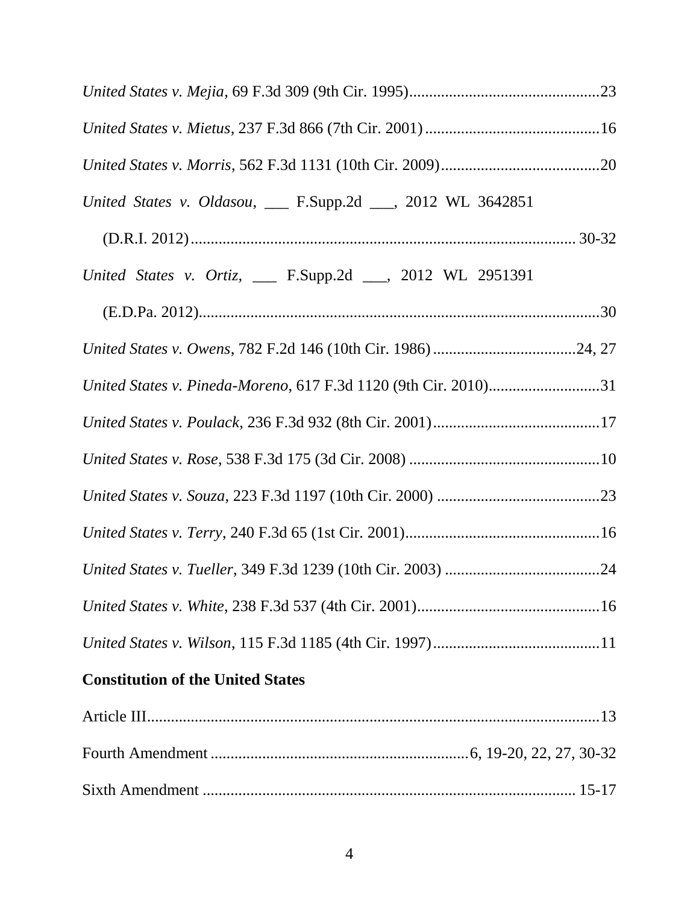*United States v. Mejia*, 69 F.3d 309 (9th Cir. 1995)................................................23

*United States v. Mietus*, 237 F.3d 866 (7th Cir. 2001)............................................16

*United States v. Morris*, 562 F.3d 1131 (10th Cir. 2009)........................................20

*United States v. Oldasou*, ___ F.Supp.2d ___, 2012 WL 3642851 (D.R.I. 2012)................................................................................................ 30-32

*United States v. Ortiz,* ___ F.Supp.2d ___, 2012 WL 2951391 (E.D.Pa. 2012)..................................................................................................30

*United States v. Owens*, 782 F.2d 146 (10th Cir. 1986)....................................24, 27

*United States v. Pineda-Moreno*, 617 F.3d 1120 (9th Cir. 2010)............................31

*United States v. Poulack*, 236 F.3d 932 (8th Cir. 2001)..........................................17

*United States v. Rose*, 538 F.3d 175 (3d Cir. 2008) ................................................10

*United States v. Souza*, 223 F.3d 1197 (10th Cir. 2000) .........................................23

*United States v. Terry*, 240 F.3d 65 (1st Cir. 2001).................................................16

*United States v. Tueller*, 349 F.3d 1239 (10th Cir. 2003) .......................................24

*United States v. White*, 238 F.3d 537 (4th Cir. 2001)...............................................16

*United States v. Wilson*, 115 F.3d 1185 (4th Cir. 1997)..........................................11

**Constitution of the United States**

Article III..................................................................................................................13

Fourth Amendment ................................................................6, 19-20, 22, 27, 30-32

Sixth Amendment ............................................................................................. 15-17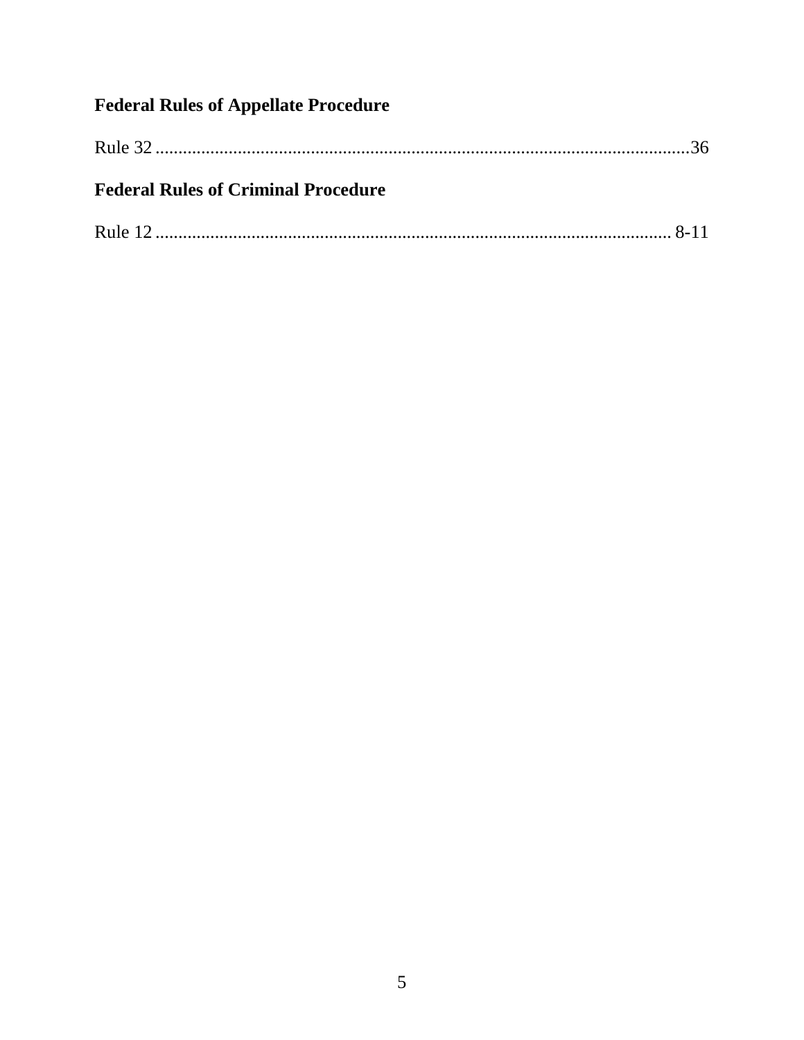**Federal Rules of Appellate Procedure**

Rule 32 ....................................................................................................................36

**Federal Rules of Criminal Procedure**

Rule 12 ................................................................................................................ 8-11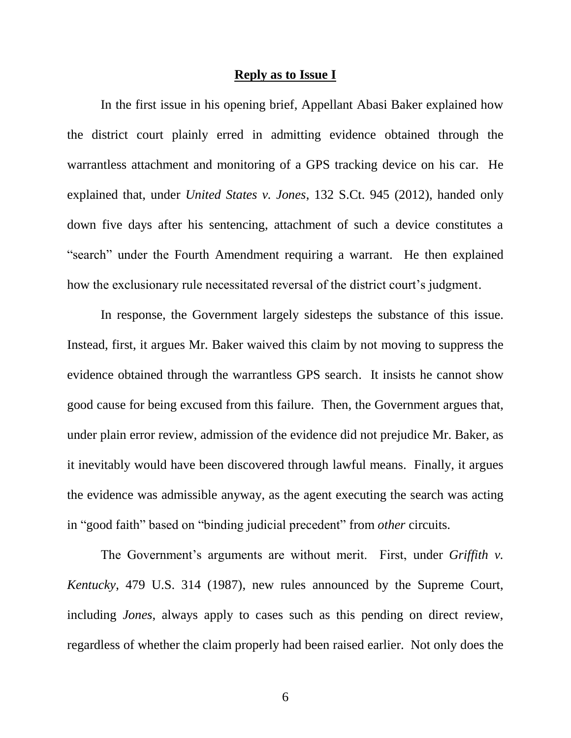## **Reply as to Issue I**

In the first issue in his opening brief, Appellant Abasi Baker explained how the district court plainly erred in admitting evidence obtained through the warrantless attachment and monitoring of a GPS tracking device on his car. He explained that, under *United States v. Jones*, 132 S.Ct. 945 (2012), handed only down five days after his sentencing, attachment of such a device constitutes a "search" under the Fourth Amendment requiring a warrant. He then explained how the exclusionary rule necessitated reversal of the district court's judgment.

In response, the Government largely sidesteps the substance of this issue. Instead, first, it argues Mr. Baker waived this claim by not moving to suppress the evidence obtained through the warrantless GPS search. It insists he cannot show good cause for being excused from this failure. Then, the Government argues that, under plain error review, admission of the evidence did not prejudice Mr. Baker, as it inevitably would have been discovered through lawful means. Finally, it argues the evidence was admissible anyway, as the agent executing the search was acting in "good faith" based on "binding judicial precedent" from *other* circuits.

The Government's arguments are without merit. First, under *Griffith v. Kentucky*, 479 U.S. 314 (1987), new rules announced by the Supreme Court, including *Jones*, always apply to cases such as this pending on direct review, regardless of whether the claim properly had been raised earlier. Not only does the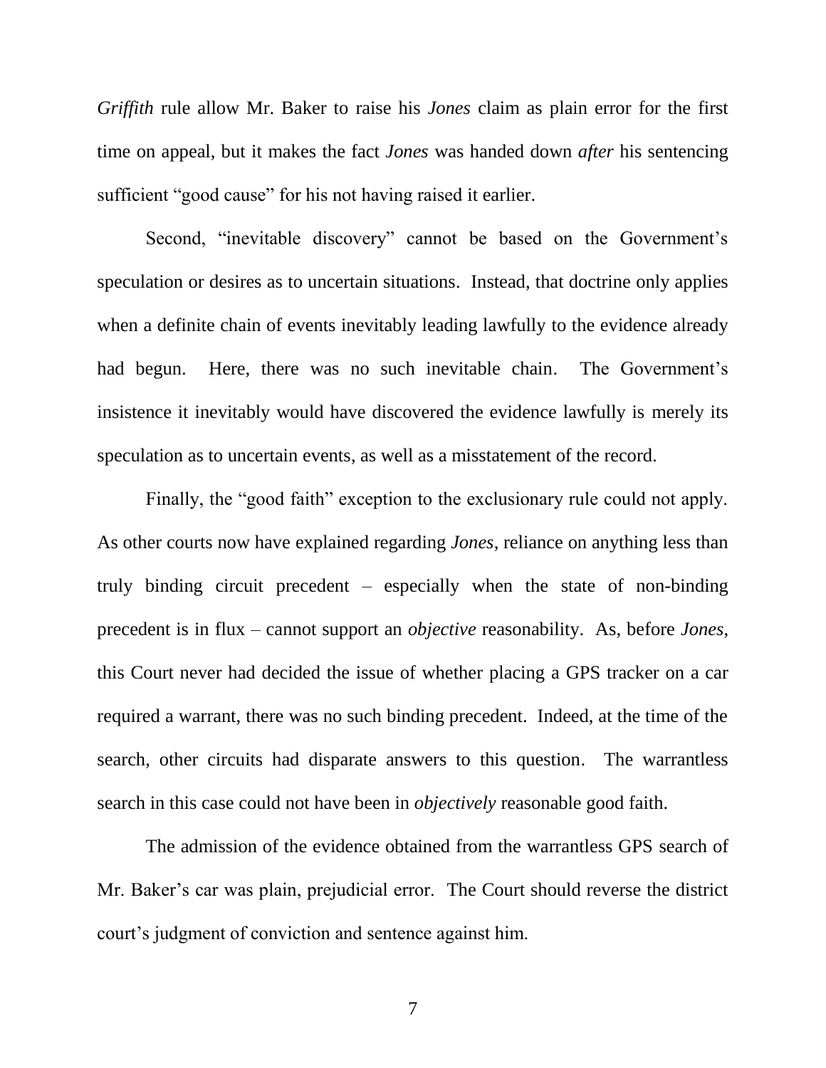*Griffith* rule allow Mr. Baker to raise his *Jones* claim as plain error for the first time on appeal, but it makes the fact *Jones* was handed down *after* his sentencing sufficient "good cause" for his not having raised it earlier.

Second, "inevitable discovery" cannot be based on the Government's speculation or desires as to uncertain situations. Instead, that doctrine only applies when a definite chain of events inevitably leading lawfully to the evidence already had begun. Here, there was no such inevitable chain. The Government's insistence it inevitably would have discovered the evidence lawfully is merely its speculation as to uncertain events, as well as a misstatement of the record.

Finally, the "good faith" exception to the exclusionary rule could not apply. As other courts now have explained regarding *Jones*, reliance on anything less than truly binding circuit precedent – especially when the state of non-binding precedent is in flux – cannot support an *objective* reasonability. As, before *Jones*, this Court never had decided the issue of whether placing a GPS tracker on a car required a warrant, there was no such binding precedent. Indeed, at the time of the search, other circuits had disparate answers to this question. The warrantless search in this case could not have been in *objectively* reasonable good faith.

The admission of the evidence obtained from the warrantless GPS search of Mr. Baker's car was plain, prejudicial error. The Court should reverse the district court's judgment of conviction and sentence against him.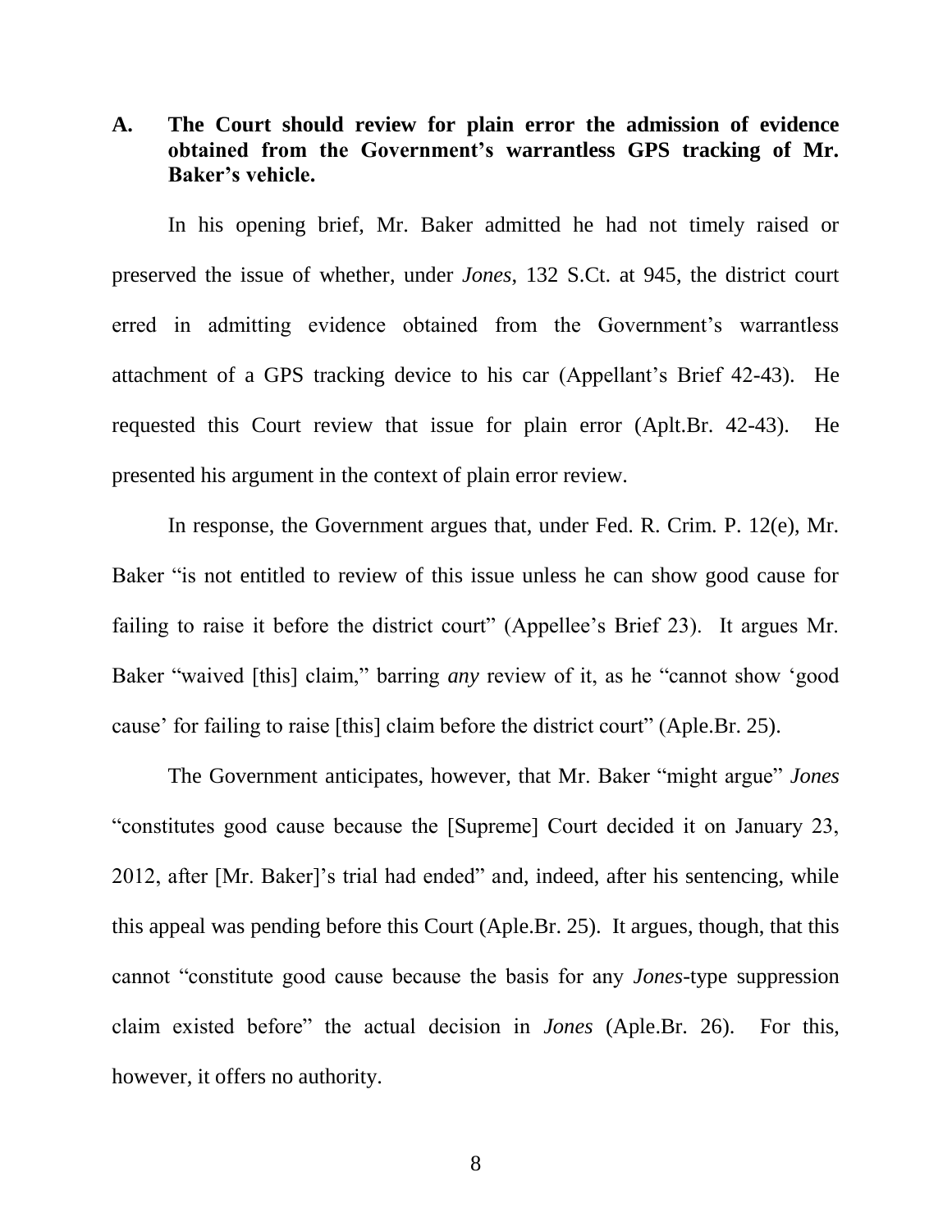## A. The Court should review for plain error the admission of evidence obtained from the Government's warrantless GPS tracking of Mr. Baker's vehicle.

In his opening brief, Mr. Baker admitted he had not timely raised or preserved the issue of whether, under *Jones*, 132 S.Ct. at 945, the district court erred in admitting evidence obtained from the Government's warrantless attachment of a GPS tracking device to his car (Appellant's Brief 42-43). He requested this Court review that issue for plain error (Aplt.Br. 42-43). He presented his argument in the context of plain error review.

In response, the Government argues that, under Fed. R. Crim. P. 12(e), Mr. Baker "is not entitled to review of this issue unless he can show good cause for failing to raise it before the district court" (Appellee's Brief 23). It argues Mr. Baker "waived [this] claim," barring *any* review of it, as he "cannot show 'good cause' for failing to raise [this] claim before the district court" (Aple.Br. 25).

The Government anticipates, however, that Mr. Baker "might argue" *Jones* "constitutes good cause because the [Supreme] Court decided it on January 23, 2012, after [Mr. Baker]'s trial had ended" and, indeed, after his sentencing, while this appeal was pending before this Court (Aple.Br. 25). It argues, though, that this cannot "constitute good cause because the basis for any *Jones*-type suppression claim existed before" the actual decision in *Jones* (Aple.Br. 26). For this, however, it offers no authority.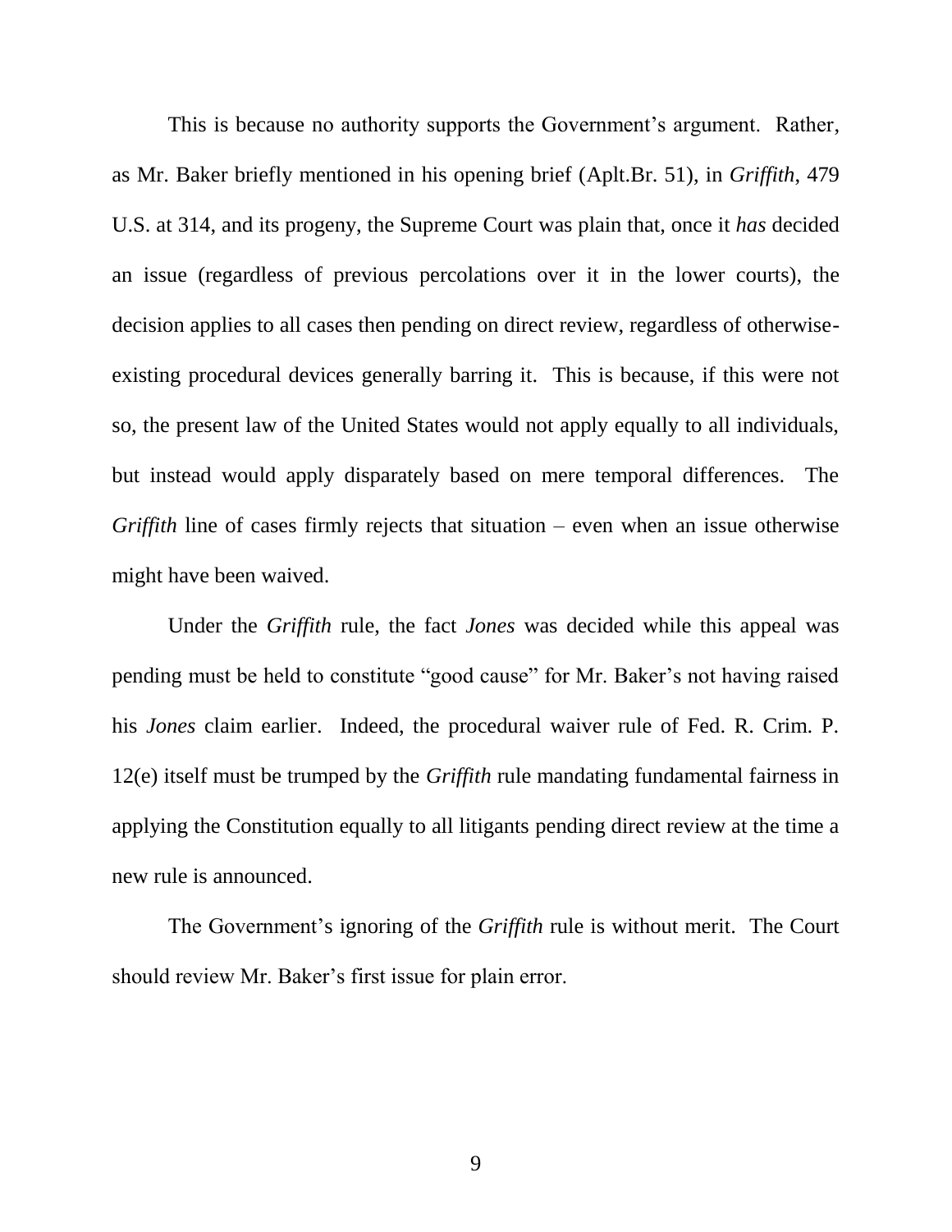This is because no authority supports the Government's argument. Rather, as Mr. Baker briefly mentioned in his opening brief (Aplt.Br. 51), in *Griffith*, 479 U.S. at 314, and its progeny, the Supreme Court was plain that, once it *has* decided an issue (regardless of previous percolations over it in the lower courts), the decision applies to all cases then pending on direct review, regardless of otherwise-existing procedural devices generally barring it. This is because, if this were not so, the present law of the United States would not apply equally to all individuals, but instead would apply disparately based on mere temporal differences. The *Griffith* line of cases firmly rejects that situation – even when an issue otherwise might have been waived.

Under the *Griffith* rule, the fact *Jones* was decided while this appeal was pending must be held to constitute "good cause" for Mr. Baker's not having raised his *Jones* claim earlier. Indeed, the procedural waiver rule of Fed. R. Crim. P. 12(e) itself must be trumped by the *Griffith* rule mandating fundamental fairness in applying the Constitution equally to all litigants pending direct review at the time a new rule is announced.

The Government's ignoring of the *Griffith* rule is without merit. The Court should review Mr. Baker's first issue for plain error.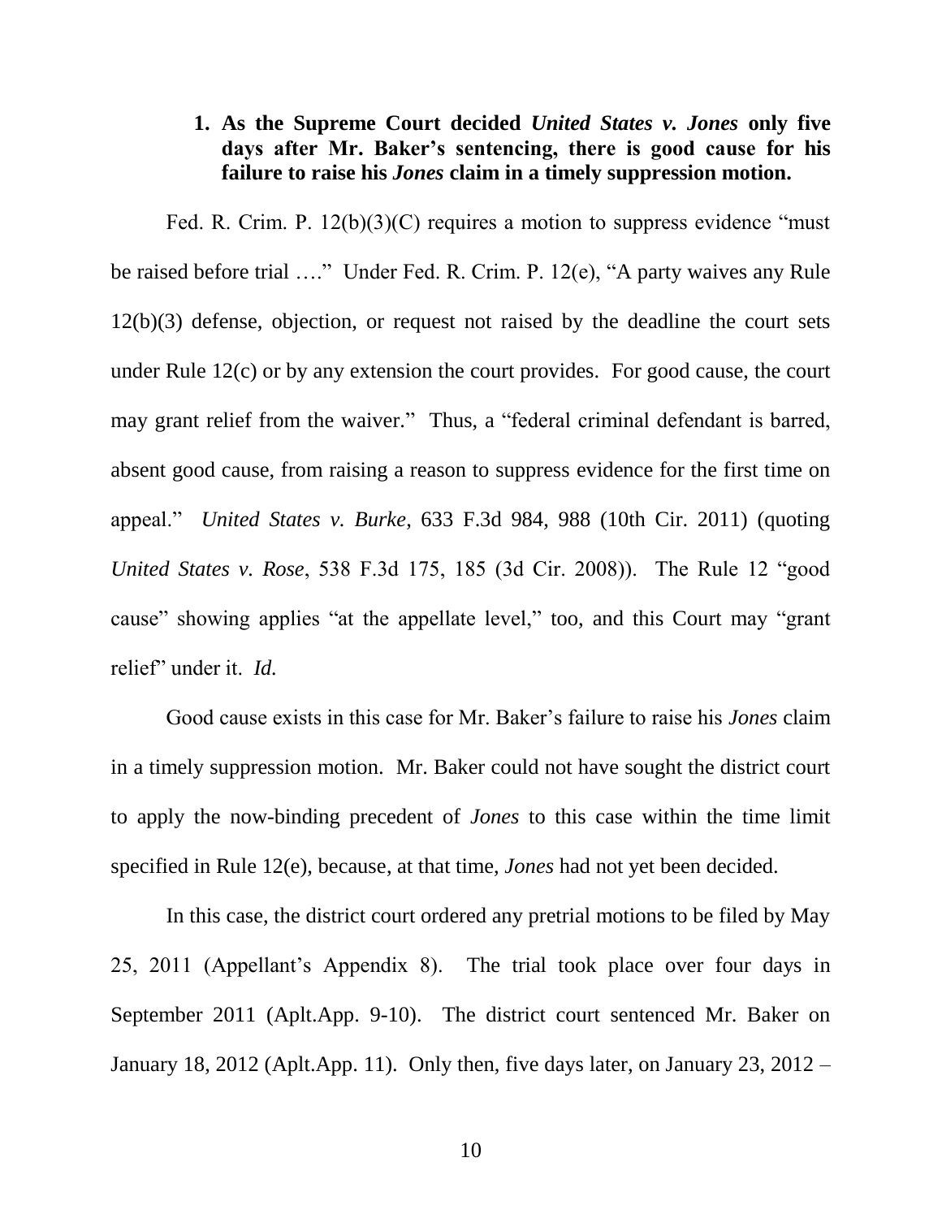### 1. As the Supreme Court decided *United States v. Jones* only five days after Mr. Baker's sentencing, there is good cause for his failure to raise his *Jones* claim in a timely suppression motion.

Fed. R. Crim. P. 12(b)(3)(C) requires a motion to suppress evidence "must be raised before trial …." Under Fed. R. Crim. P. 12(e), "A party waives any Rule 12(b)(3) defense, objection, or request not raised by the deadline the court sets under Rule 12(c) or by any extension the court provides. For good cause, the court may grant relief from the waiver." Thus, a "federal criminal defendant is barred, absent good cause, from raising a reason to suppress evidence for the first time on appeal." *United States v. Burke*, 633 F.3d 984, 988 (10th Cir. 2011) (quoting *United States v. Rose*, 538 F.3d 175, 185 (3d Cir. 2008)). The Rule 12 "good cause" showing applies "at the appellate level," too, and this Court may "grant relief" under it. *Id.*

Good cause exists in this case for Mr. Baker's failure to raise his *Jones* claim in a timely suppression motion. Mr. Baker could not have sought the district court to apply the now-binding precedent of *Jones* to this case within the time limit specified in Rule 12(e), because, at that time, *Jones* had not yet been decided.

In this case, the district court ordered any pretrial motions to be filed by May 25, 2011 (Appellant's Appendix 8). The trial took place over four days in September 2011 (Aplt.App. 9-10). The district court sentenced Mr. Baker on January 18, 2012 (Aplt.App. 11). Only then, five days later, on January 23, 2012 –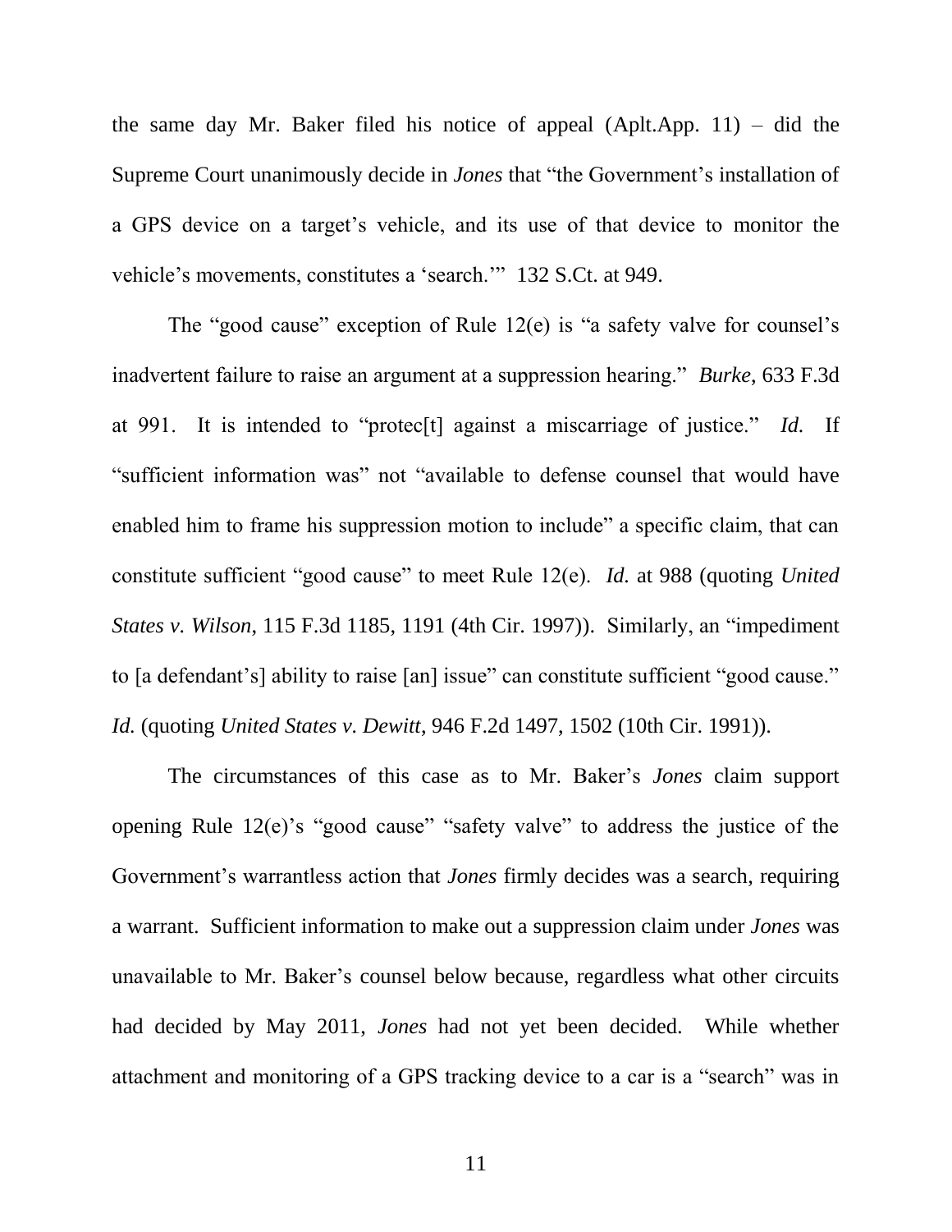the same day Mr. Baker filed his notice of appeal (Aplt.App. 11) – did the Supreme Court unanimously decide in *Jones* that "the Government's installation of a GPS device on a target's vehicle, and its use of that device to monitor the vehicle's movements, constitutes a 'search.'" 132 S.Ct. at 949.

The "good cause" exception of Rule 12(e) is "a safety valve for counsel's inadvertent failure to raise an argument at a suppression hearing." *Burke*, 633 F.3d at 991. It is intended to "protec[t] against a miscarriage of justice." *Id.* If "sufficient information was" not "available to defense counsel that would have enabled him to frame his suppression motion to include" a specific claim, that can constitute sufficient "good cause" to meet Rule 12(e). *Id.* at 988 (quoting *United States v. Wilson*, 115 F.3d 1185, 1191 (4th Cir. 1997)). Similarly, an "impediment to [a defendant's] ability to raise [an] issue" can constitute sufficient "good cause." *Id.* (quoting *United States v. Dewitt*, 946 F.2d 1497, 1502 (10th Cir. 1991)).

The circumstances of this case as to Mr. Baker's *Jones* claim support opening Rule 12(e)'s "good cause" "safety valve" to address the justice of the Government's warrantless action that *Jones* firmly decides was a search, requiring a warrant. Sufficient information to make out a suppression claim under *Jones* was unavailable to Mr. Baker's counsel below because, regardless what other circuits had decided by May 2011, *Jones* had not yet been decided. While whether attachment and monitoring of a GPS tracking device to a car is a "search" was in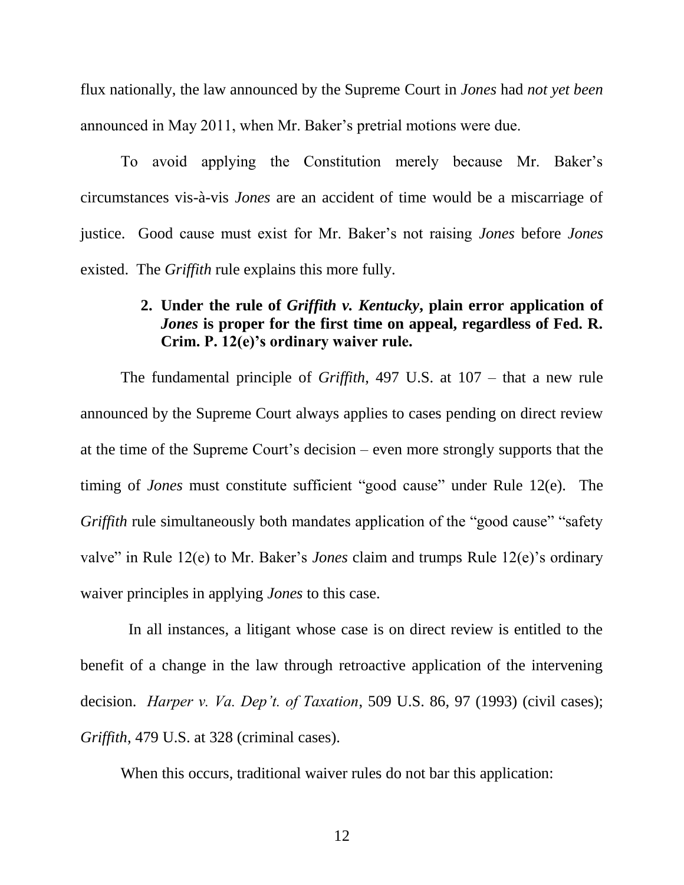flux nationally, the law announced by the Supreme Court in *Jones* had *not yet been* announced in May 2011, when Mr. Baker's pretrial motions were due.

To avoid applying the Constitution merely because Mr. Baker's circumstances vis-à-vis *Jones* are an accident of time would be a miscarriage of justice. Good cause must exist for Mr. Baker's not raising *Jones* before *Jones* existed. The *Griffith* rule explains this more fully.

### 2. Under the rule of *Griffith v. Kentucky*, plain error application of *Jones* is proper for the first time on appeal, regardless of Fed. R. Crim. P. 12(e)'s ordinary waiver rule.

The fundamental principle of *Griffith*, 497 U.S. at 107 – that a new rule announced by the Supreme Court always applies to cases pending on direct review at the time of the Supreme Court's decision – even more strongly supports that the timing of *Jones* must constitute sufficient "good cause" under Rule 12(e). The *Griffith* rule simultaneously both mandates application of the "good cause" "safety valve" in Rule 12(e) to Mr. Baker's *Jones* claim and trumps Rule 12(e)'s ordinary waiver principles in applying *Jones* to this case.

In all instances, a litigant whose case is on direct review is entitled to the benefit of a change in the law through retroactive application of the intervening decision. *Harper v. Va. Dep't. of Taxation*, 509 U.S. 86, 97 (1993) (civil cases); *Griffith*, 479 U.S. at 328 (criminal cases).

When this occurs, traditional waiver rules do not bar this application: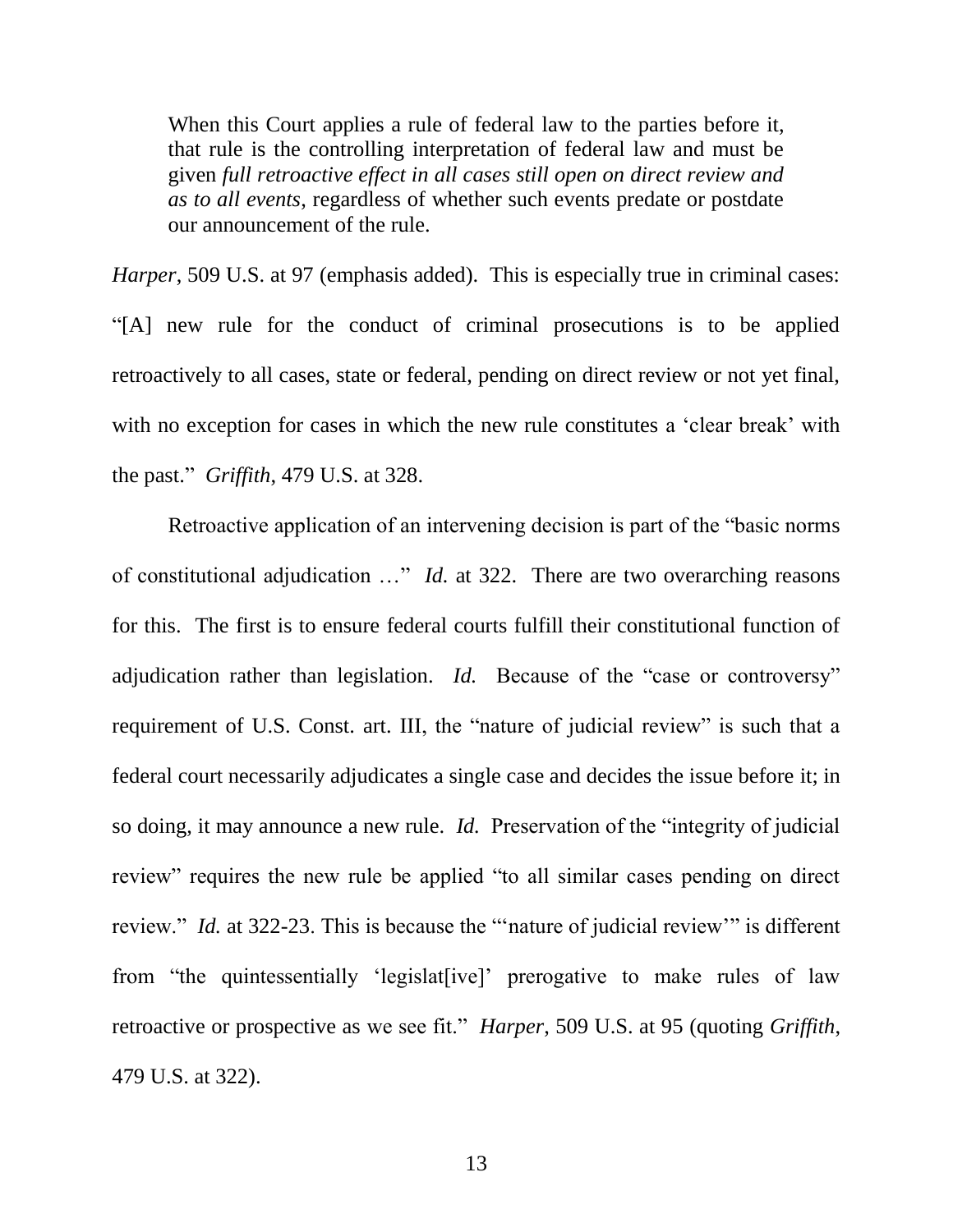> When this Court applies a rule of federal law to the parties before it, that rule is the controlling interpretation of federal law and must be given *full retroactive effect in all cases still open on direct review and as to all events*, regardless of whether such events predate or postdate our announcement of the rule.

*Harper*, 509 U.S. at 97 (emphasis added). This is especially true in criminal cases: "[A] new rule for the conduct of criminal prosecutions is to be applied retroactively to all cases, state or federal, pending on direct review or not yet final, with no exception for cases in which the new rule constitutes a 'clear break' with the past." *Griffith*, 479 U.S. at 328.

Retroactive application of an intervening decision is part of the "basic norms of constitutional adjudication …" *Id.* at 322. There are two overarching reasons for this. The first is to ensure federal courts fulfill their constitutional function of adjudication rather than legislation. *Id.* Because of the "case or controversy" requirement of U.S. Const. art. III, the "nature of judicial review" is such that a federal court necessarily adjudicates a single case and decides the issue before it; in so doing, it may announce a new rule. *Id.* Preservation of the "integrity of judicial review" requires the new rule be applied "to all similar cases pending on direct review." *Id.* at 322-23. This is because the "'nature of judicial review'" is different from "the quintessentially 'legislat[ive]' prerogative to make rules of law retroactive or prospective as we see fit." *Harper*, 509 U.S. at 95 (quoting *Griffith*, 479 U.S. at 322).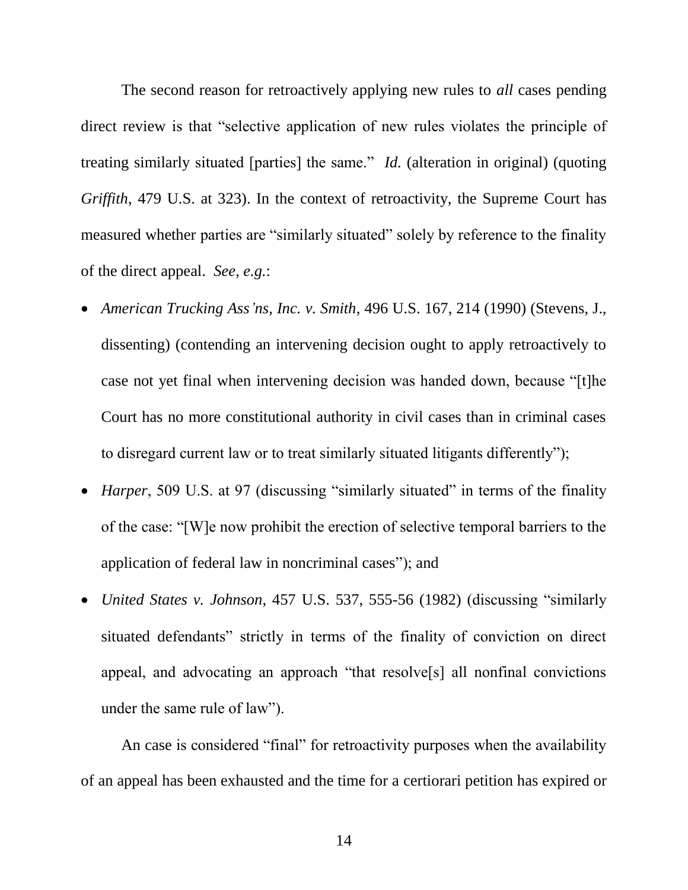The second reason for retroactively applying new rules to *all* cases pending direct review is that "selective application of new rules violates the principle of treating similarly situated [parties] the same." *Id.* (alteration in original) (quoting *Griffith*, 479 U.S. at 323). In the context of retroactivity, the Supreme Court has measured whether parties are "similarly situated" solely by reference to the finality of the direct appeal. *See, e.g.*:

- *American Trucking Ass'ns, Inc. v. Smith*, 496 U.S. 167, 214 (1990) (Stevens, J., dissenting) (contending an intervening decision ought to apply retroactively to case not yet final when intervening decision was handed down, because "[t]he Court has no more constitutional authority in civil cases than in criminal cases to disregard current law or to treat similarly situated litigants differently");
- *Harper*, 509 U.S. at 97 (discussing "similarly situated" in terms of the finality of the case: "[W]e now prohibit the erection of selective temporal barriers to the application of federal law in noncriminal cases"); and
- *United States v. Johnson*, 457 U.S. 537, 555-56 (1982) (discussing "similarly situated defendants" strictly in terms of the finality of conviction on direct appeal, and advocating an approach "that resolve[s] all nonfinal convictions under the same rule of law").

An case is considered "final" for retroactivity purposes when the availability of an appeal has been exhausted and the time for a certiorari petition has expired or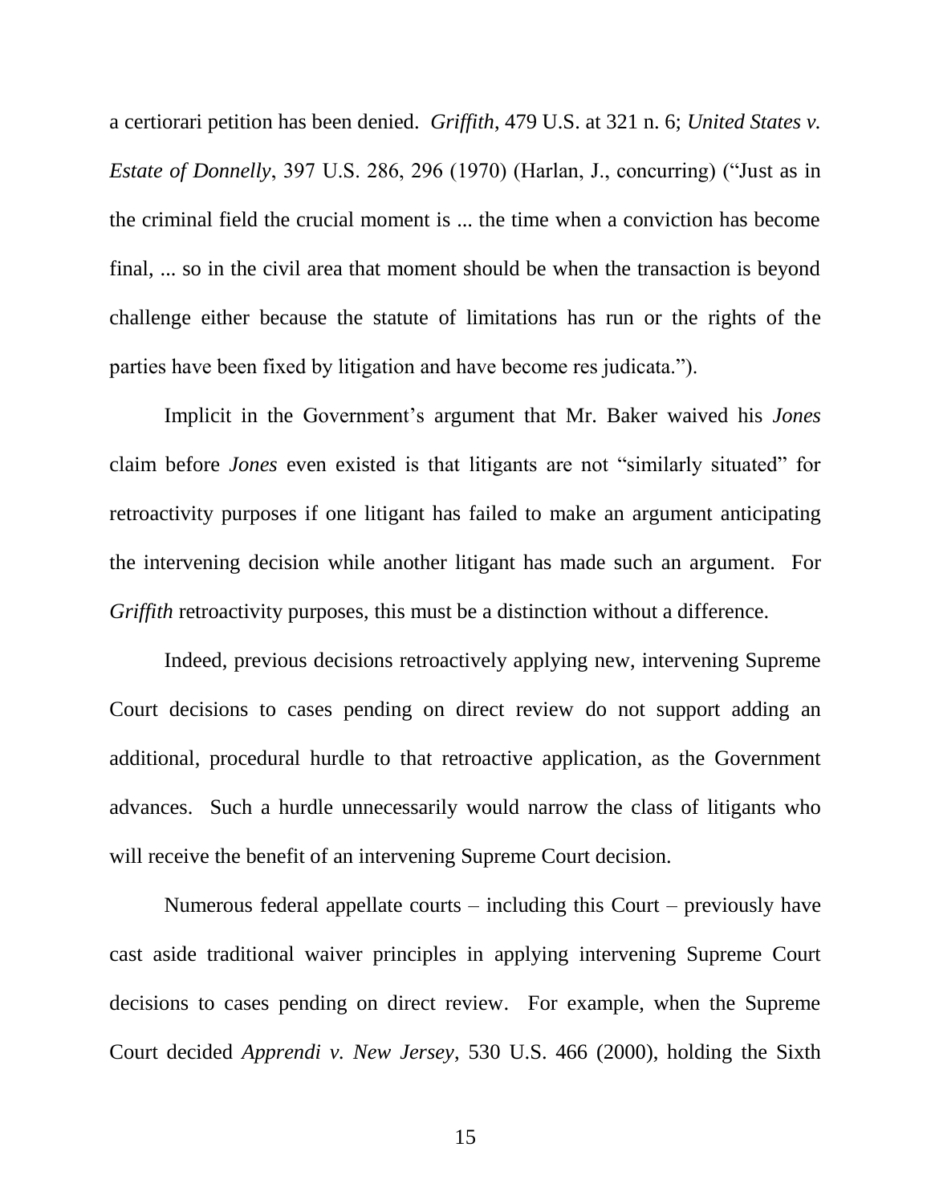a certiorari petition has been denied. *Griffith*, 479 U.S. at 321 n. 6; *United States v. Estate of Donnelly*, 397 U.S. 286, 296 (1970) (Harlan, J., concurring) ("Just as in the criminal field the crucial moment is ... the time when a conviction has become final, ... so in the civil area that moment should be when the transaction is beyond challenge either because the statute of limitations has run or the rights of the parties have been fixed by litigation and have become res judicata.").

Implicit in the Government's argument that Mr. Baker waived his *Jones* claim before *Jones* even existed is that litigants are not "similarly situated" for retroactivity purposes if one litigant has failed to make an argument anticipating the intervening decision while another litigant has made such an argument. For *Griffith* retroactivity purposes, this must be a distinction without a difference.

Indeed, previous decisions retroactively applying new, intervening Supreme Court decisions to cases pending on direct review do not support adding an additional, procedural hurdle to that retroactive application, as the Government advances. Such a hurdle unnecessarily would narrow the class of litigants who will receive the benefit of an intervening Supreme Court decision.

Numerous federal appellate courts – including this Court – previously have cast aside traditional waiver principles in applying intervening Supreme Court decisions to cases pending on direct review. For example, when the Supreme Court decided *Apprendi v. New Jersey*, 530 U.S. 466 (2000), holding the Sixth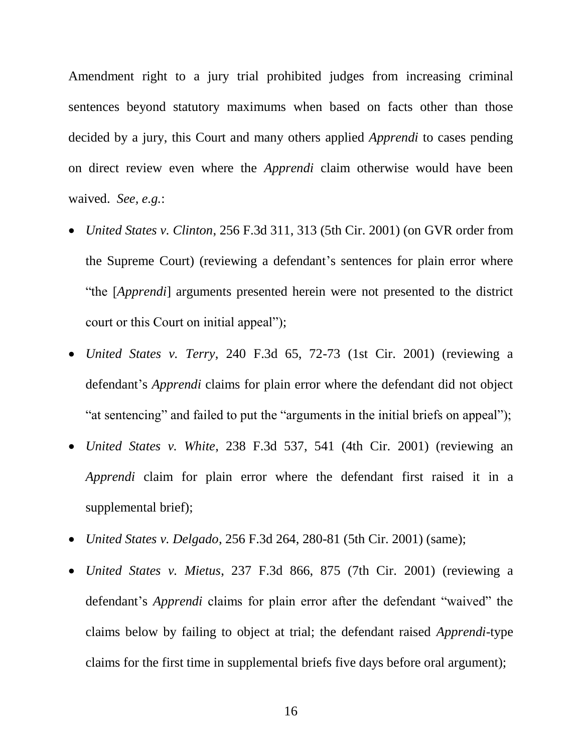Amendment right to a jury trial prohibited judges from increasing criminal sentences beyond statutory maximums when based on facts other than those decided by a jury, this Court and many others applied *Apprendi* to cases pending on direct review even where the *Apprendi* claim otherwise would have been waived. *See, e.g.*:

- *United States v. Clinton*, 256 F.3d 311, 313 (5th Cir. 2001) (on GVR order from the Supreme Court) (reviewing a defendant's sentences for plain error where "the [*Apprendi*] arguments presented herein were not presented to the district court or this Court on initial appeal");
- *United States v. Terry*, 240 F.3d 65, 72-73 (1st Cir. 2001) (reviewing a defendant's *Apprendi* claims for plain error where the defendant did not object "at sentencing" and failed to put the "arguments in the initial briefs on appeal");
- *United States v. White*, 238 F.3d 537, 541 (4th Cir. 2001) (reviewing an *Apprendi* claim for plain error where the defendant first raised it in a supplemental brief);
- *United States v. Delgado*, 256 F.3d 264, 280-81 (5th Cir. 2001) (same);
- *United States v. Mietus*, 237 F.3d 866, 875 (7th Cir. 2001) (reviewing a defendant's *Apprendi* claims for plain error after the defendant "waived" the claims below by failing to object at trial; the defendant raised *Apprendi*-type claims for the first time in supplemental briefs five days before oral argument);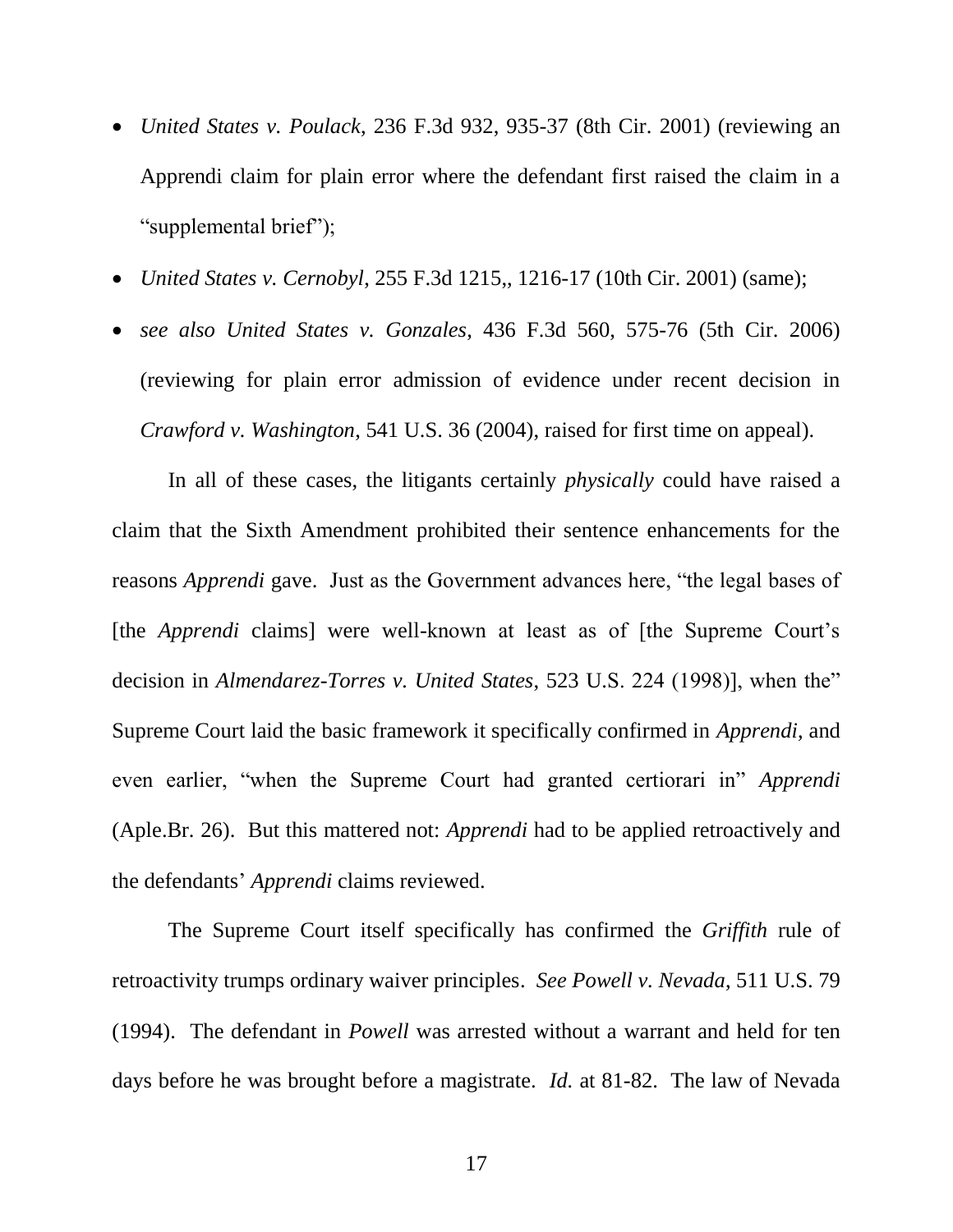- *United States v. Poulack*, 236 F.3d 932, 935-37 (8th Cir. 2001) (reviewing an Apprendi claim for plain error where the defendant first raised the claim in a "supplemental brief");
- *United States v. Cernobyl*, 255 F.3d 1215,, 1216-17 (10th Cir. 2001) (same);
- *see also United States v. Gonzales*, 436 F.3d 560, 575-76 (5th Cir. 2006) (reviewing for plain error admission of evidence under recent decision in *Crawford v. Washington*, 541 U.S. 36 (2004), raised for first time on appeal).

In all of these cases, the litigants certainly *physically* could have raised a claim that the Sixth Amendment prohibited their sentence enhancements for the reasons *Apprendi* gave. Just as the Government advances here, "the legal bases of [the *Apprendi* claims] were well-known at least as of [the Supreme Court's decision in *Almendarez-Torres v. United States*, 523 U.S. 224 (1998)], when the" Supreme Court laid the basic framework it specifically confirmed in *Apprendi*, and even earlier, "when the Supreme Court had granted certiorari in" *Apprendi* (Aple.Br. 26). But this mattered not: *Apprendi* had to be applied retroactively and the defendants' *Apprendi* claims reviewed.

The Supreme Court itself specifically has confirmed the *Griffith* rule of retroactivity trumps ordinary waiver principles. *See Powell v. Nevada*, 511 U.S. 79 (1994). The defendant in *Powell* was arrested without a warrant and held for ten days before he was brought before a magistrate. *Id.* at 81-82. The law of Nevada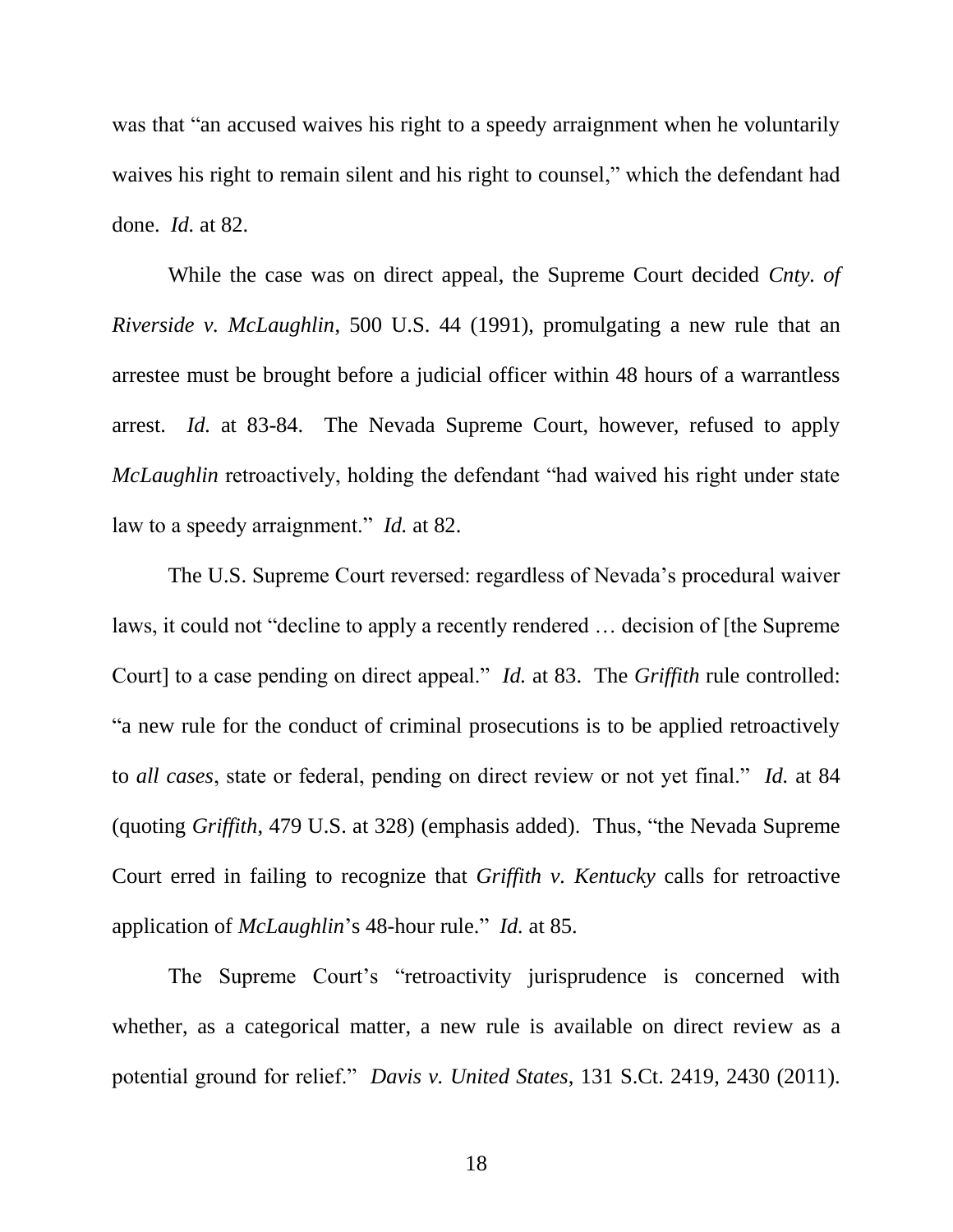was that "an accused waives his right to a speedy arraignment when he voluntarily waives his right to remain silent and his right to counsel," which the defendant had done. *Id.* at 82.

While the case was on direct appeal, the Supreme Court decided *Cnty. of Riverside v. McLaughlin*, 500 U.S. 44 (1991), promulgating a new rule that an arrestee must be brought before a judicial officer within 48 hours of a warrantless arrest. *Id.* at 83-84. The Nevada Supreme Court, however, refused to apply *McLaughlin* retroactively, holding the defendant "had waived his right under state law to a speedy arraignment." *Id.* at 82.

The U.S. Supreme Court reversed: regardless of Nevada's procedural waiver laws, it could not "decline to apply a recently rendered … decision of [the Supreme Court] to a case pending on direct appeal." *Id.* at 83. The *Griffith* rule controlled: "a new rule for the conduct of criminal prosecutions is to be applied retroactively to *all cases*, state or federal, pending on direct review or not yet final." *Id.* at 84 (quoting *Griffith*, 479 U.S. at 328) (emphasis added). Thus, "the Nevada Supreme Court erred in failing to recognize that *Griffith v. Kentucky* calls for retroactive application of *McLaughlin*'s 48-hour rule." *Id.* at 85.

The Supreme Court's "retroactivity jurisprudence is concerned with whether, as a categorical matter, a new rule is available on direct review as a potential ground for relief." *Davis v. United States*, 131 S.Ct. 2419, 2430 (2011).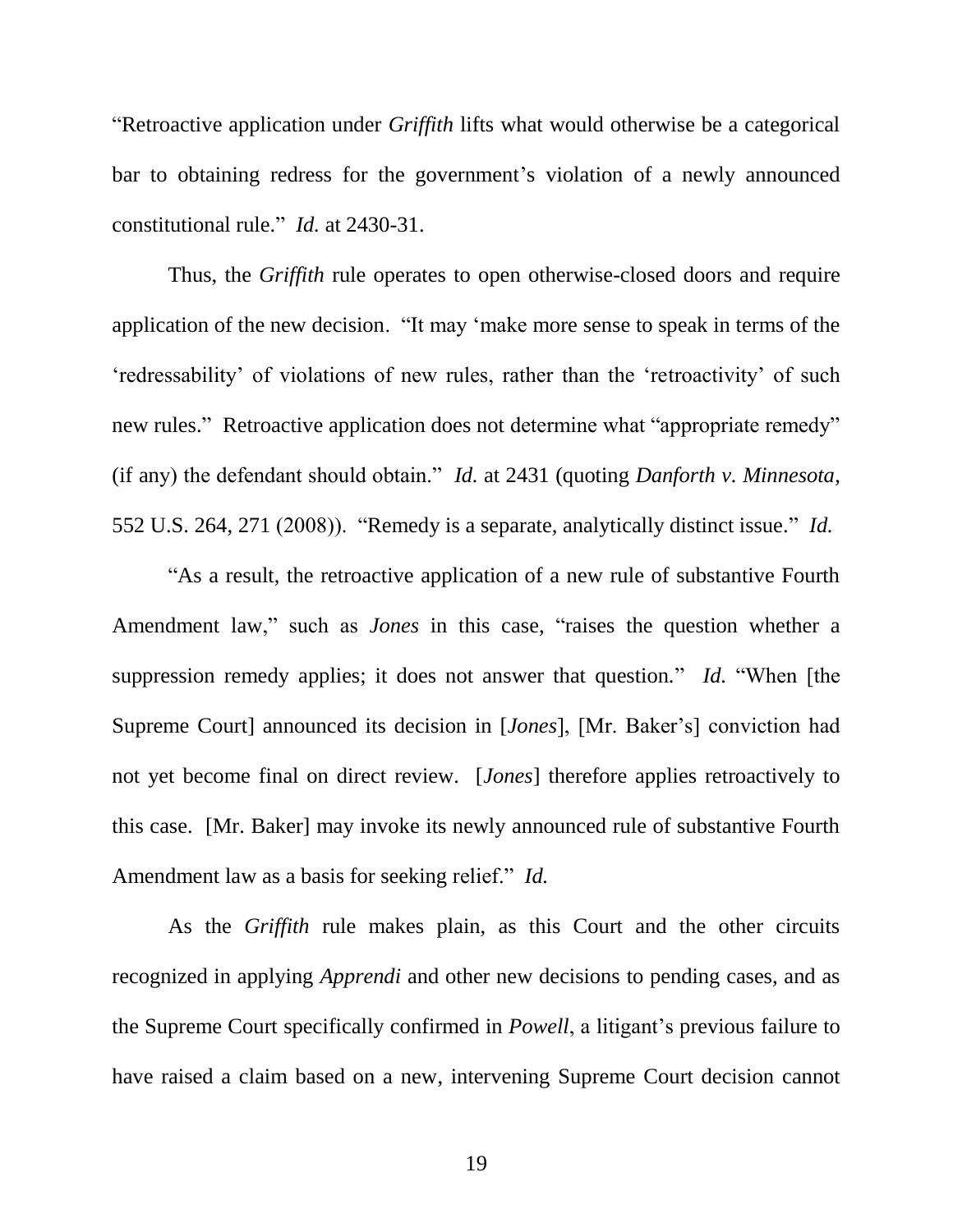"Retroactive application under *Griffith* lifts what would otherwise be a categorical bar to obtaining redress for the government's violation of a newly announced constitutional rule." *Id.* at 2430-31.

Thus, the *Griffith* rule operates to open otherwise-closed doors and require application of the new decision. "It may 'make more sense to speak in terms of the 'redressability' of violations of new rules, rather than the 'retroactivity' of such new rules." Retroactive application does not determine what "appropriate remedy" (if any) the defendant should obtain." *Id.* at 2431 (quoting *Danforth v. Minnesota*, 552 U.S. 264, 271 (2008)). "Remedy is a separate, analytically distinct issue." *Id.*

"As a result, the retroactive application of a new rule of substantive Fourth Amendment law," such as *Jones* in this case, "raises the question whether a suppression remedy applies; it does not answer that question." *Id.* "When [the Supreme Court] announced its decision in [*Jones*], [Mr. Baker's] conviction had not yet become final on direct review. [*Jones*] therefore applies retroactively to this case. [Mr. Baker] may invoke its newly announced rule of substantive Fourth Amendment law as a basis for seeking relief." *Id.*

As the *Griffith* rule makes plain, as this Court and the other circuits recognized in applying *Apprendi* and other new decisions to pending cases, and as the Supreme Court specifically confirmed in *Powell*, a litigant's previous failure to have raised a claim based on a new, intervening Supreme Court decision cannot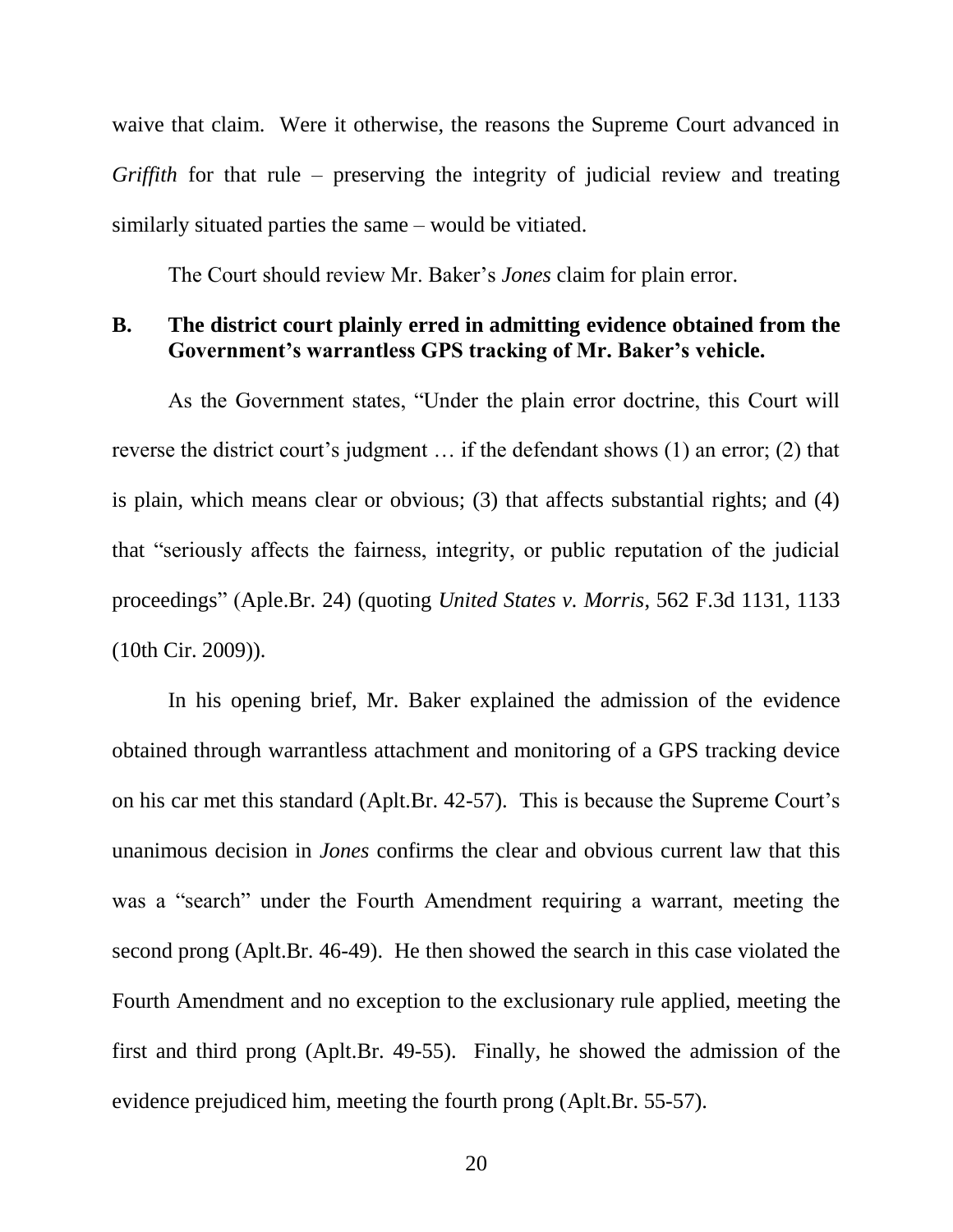waive that claim. Were it otherwise, the reasons the Supreme Court advanced in *Griffith* for that rule – preserving the integrity of judicial review and treating similarly situated parties the same – would be vitiated.

The Court should review Mr. Baker's *Jones* claim for plain error.

## B. The district court plainly erred in admitting evidence obtained from the Government's warrantless GPS tracking of Mr. Baker's vehicle.

As the Government states, "Under the plain error doctrine, this Court will reverse the district court's judgment … if the defendant shows (1) an error; (2) that is plain, which means clear or obvious; (3) that affects substantial rights; and (4) that "seriously affects the fairness, integrity, or public reputation of the judicial proceedings" (Aple.Br. 24) (quoting *United States v. Morris*, 562 F.3d 1131, 1133 (10th Cir. 2009)).

In his opening brief, Mr. Baker explained the admission of the evidence obtained through warrantless attachment and monitoring of a GPS tracking device on his car met this standard (Aplt.Br. 42-57). This is because the Supreme Court's unanimous decision in *Jones* confirms the clear and obvious current law that this was a "search" under the Fourth Amendment requiring a warrant, meeting the second prong (Aplt.Br. 46-49). He then showed the search in this case violated the Fourth Amendment and no exception to the exclusionary rule applied, meeting the first and third prong (Aplt.Br. 49-55). Finally, he showed the admission of the evidence prejudiced him, meeting the fourth prong (Aplt.Br. 55-57).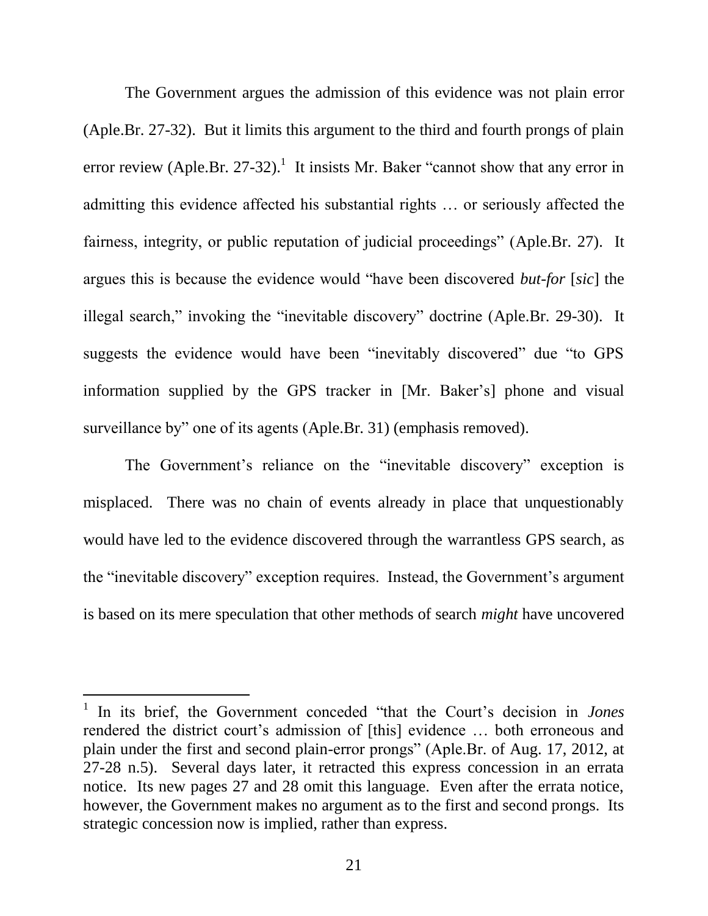The Government argues the admission of this evidence was not plain error (Aple.Br. 27-32). But it limits this argument to the third and fourth prongs of plain error review (Aple.Br. 27-32).[1] It insists Mr. Baker "cannot show that any error in admitting this evidence affected his substantial rights … or seriously affected the fairness, integrity, or public reputation of judicial proceedings" (Aple.Br. 27). It argues this is because the evidence would "have been discovered *but-for* [*sic*] the illegal search," invoking the "inevitable discovery" doctrine (Aple.Br. 29-30). It suggests the evidence would have been "inevitably discovered" due "to GPS information supplied by the GPS tracker in [Mr. Baker's] phone and visual surveillance by" one of its agents (Aple.Br. 31) (emphasis removed).

The Government's reliance on the "inevitable discovery" exception is misplaced. There was no chain of events already in place that unquestionably would have led to the evidence discovered through the warrantless GPS search, as the "inevitable discovery" exception requires. Instead, the Government's argument is based on its mere speculation that other methods of search *might* have uncovered

---

[1] In its brief, the Government conceded "that the Court's decision in *Jones* rendered the district court's admission of [this] evidence … both erroneous and plain under the first and second plain-error prongs" (Aple.Br. of Aug. 17, 2012, at 27-28 n.5). Several days later, it retracted this express concession in an errata notice. Its new pages 27 and 28 omit this language. Even after the errata notice, however, the Government makes no argument as to the first and second prongs. Its strategic concession now is implied, rather than express.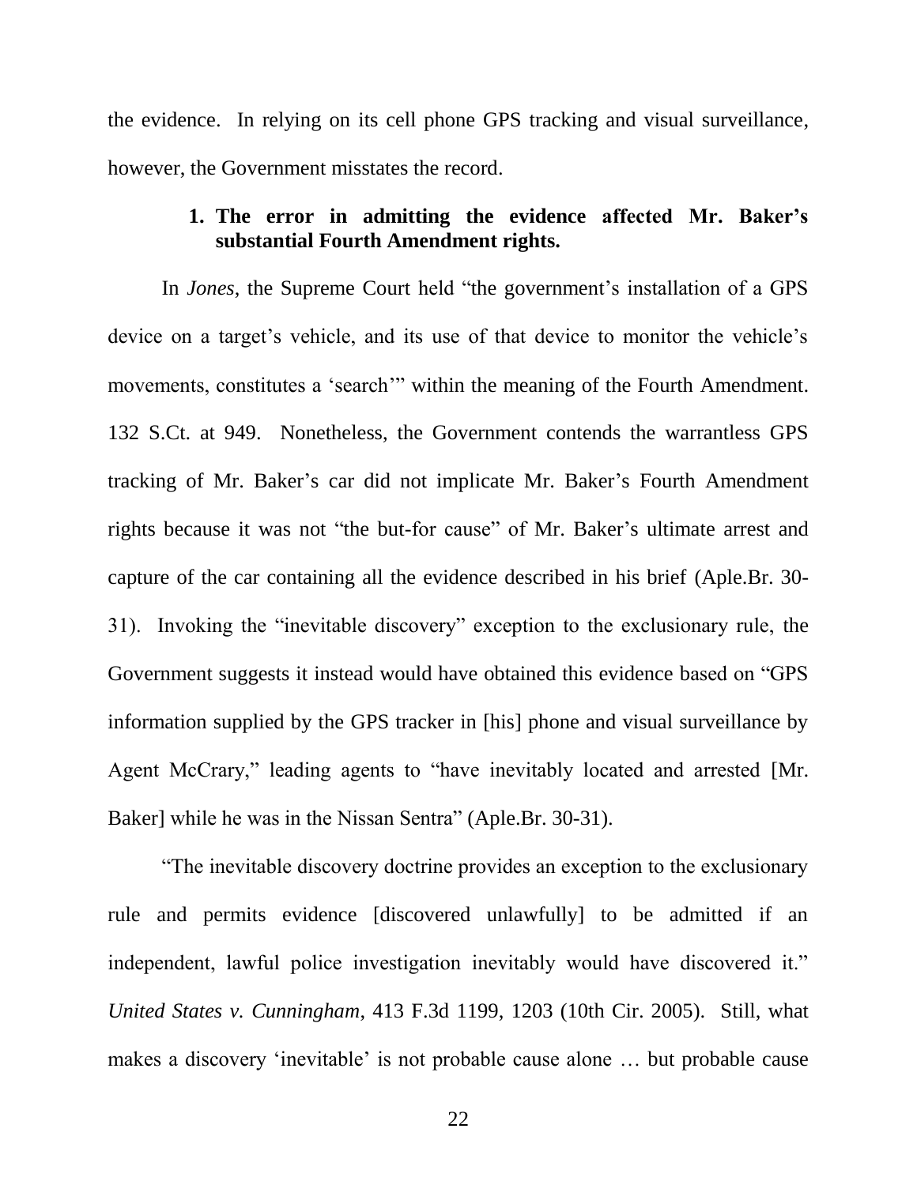the evidence. In relying on its cell phone GPS tracking and visual surveillance, however, the Government misstates the record.

### 1. The error in admitting the evidence affected Mr. Baker's substantial Fourth Amendment rights.

In *Jones*, the Supreme Court held "the government's installation of a GPS device on a target's vehicle, and its use of that device to monitor the vehicle's movements, constitutes a 'search'" within the meaning of the Fourth Amendment. 132 S.Ct. at 949. Nonetheless, the Government contends the warrantless GPS tracking of Mr. Baker's car did not implicate Mr. Baker's Fourth Amendment rights because it was not "the but-for cause" of Mr. Baker's ultimate arrest and capture of the car containing all the evidence described in his brief (Aple.Br. 30-31). Invoking the "inevitable discovery" exception to the exclusionary rule, the Government suggests it instead would have obtained this evidence based on "GPS information supplied by the GPS tracker in [his] phone and visual surveillance by Agent McCrary," leading agents to "have inevitably located and arrested [Mr. Baker] while he was in the Nissan Sentra" (Aple.Br. 30-31).

"The inevitable discovery doctrine provides an exception to the exclusionary rule and permits evidence [discovered unlawfully] to be admitted if an independent, lawful police investigation inevitably would have discovered it." *United States v. Cunningham*, 413 F.3d 1199, 1203 (10th Cir. 2005). Still, what makes a discovery 'inevitable' is not probable cause alone … but probable cause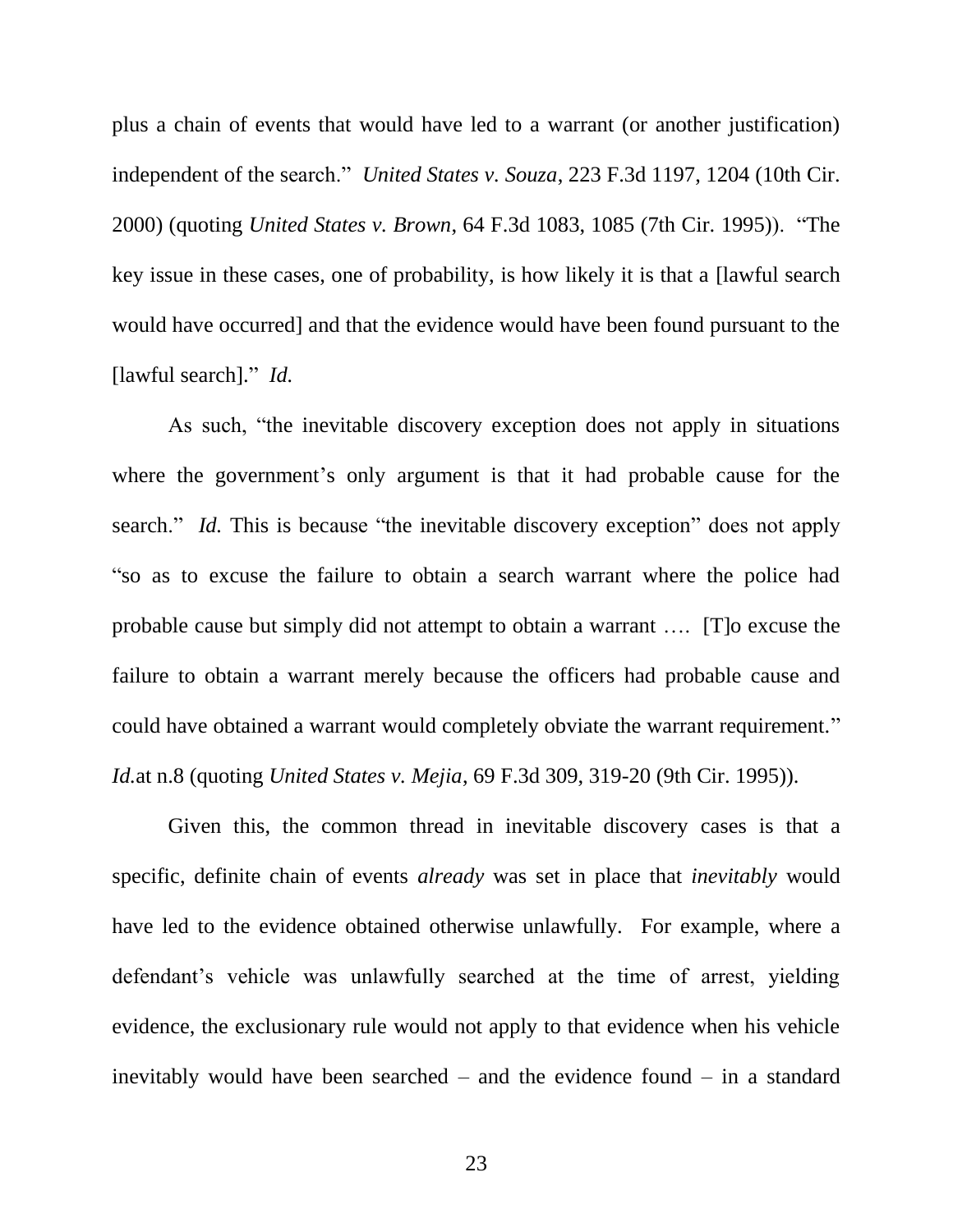plus a chain of events that would have led to a warrant (or another justification) independent of the search." *United States v. Souza*, 223 F.3d 1197, 1204 (10th Cir. 2000) (quoting *United States v. Brown*, 64 F.3d 1083, 1085 (7th Cir. 1995)). "The key issue in these cases, one of probability, is how likely it is that a [lawful search would have occurred] and that the evidence would have been found pursuant to the [lawful search]." *Id.*

As such, "the inevitable discovery exception does not apply in situations where the government's only argument is that it had probable cause for the search." *Id.* This is because "the inevitable discovery exception" does not apply "so as to excuse the failure to obtain a search warrant where the police had probable cause but simply did not attempt to obtain a warrant …. [T]o excuse the failure to obtain a warrant merely because the officers had probable cause and could have obtained a warrant would completely obviate the warrant requirement." *Id.*at n.8 (quoting *United States v. Mejia*, 69 F.3d 309, 319-20 (9th Cir. 1995)).

Given this, the common thread in inevitable discovery cases is that a specific, definite chain of events *already* was set in place that *inevitably* would have led to the evidence obtained otherwise unlawfully. For example, where a defendant's vehicle was unlawfully searched at the time of arrest, yielding evidence, the exclusionary rule would not apply to that evidence when his vehicle inevitably would have been searched – and the evidence found – in a standard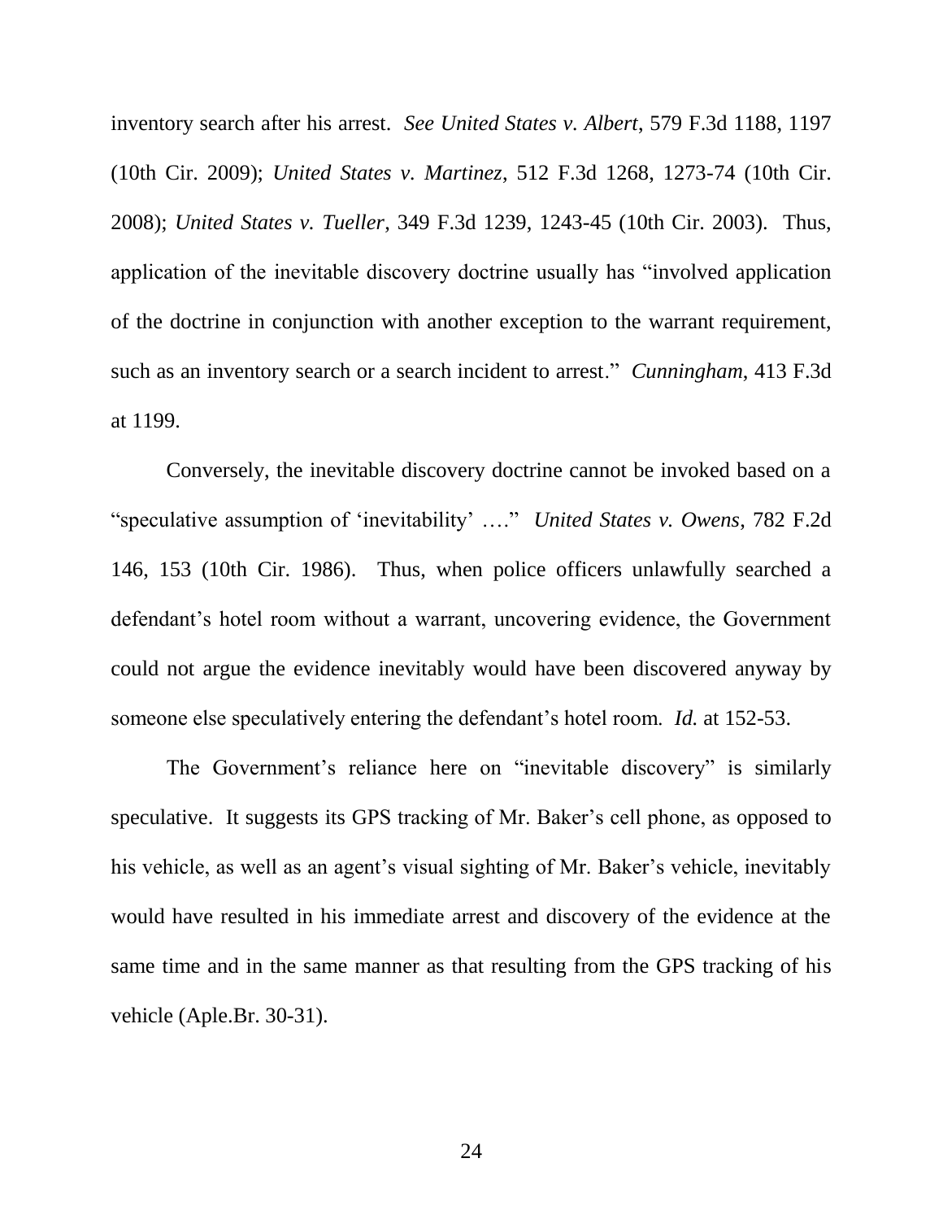inventory search after his arrest. *See United States v. Albert*, 579 F.3d 1188, 1197 (10th Cir. 2009); *United States v. Martinez*, 512 F.3d 1268, 1273-74 (10th Cir. 2008); *United States v. Tueller*, 349 F.3d 1239, 1243-45 (10th Cir. 2003). Thus, application of the inevitable discovery doctrine usually has "involved application of the doctrine in conjunction with another exception to the warrant requirement, such as an inventory search or a search incident to arrest." *Cunningham*, 413 F.3d at 1199.

Conversely, the inevitable discovery doctrine cannot be invoked based on a "speculative assumption of 'inevitability' …." *United States v. Owens*, 782 F.2d 146, 153 (10th Cir. 1986). Thus, when police officers unlawfully searched a defendant's hotel room without a warrant, uncovering evidence, the Government could not argue the evidence inevitably would have been discovered anyway by someone else speculatively entering the defendant's hotel room. *Id.* at 152-53.

The Government's reliance here on "inevitable discovery" is similarly speculative. It suggests its GPS tracking of Mr. Baker's cell phone, as opposed to his vehicle, as well as an agent's visual sighting of Mr. Baker's vehicle, inevitably would have resulted in his immediate arrest and discovery of the evidence at the same time and in the same manner as that resulting from the GPS tracking of his vehicle (Aple.Br. 30-31).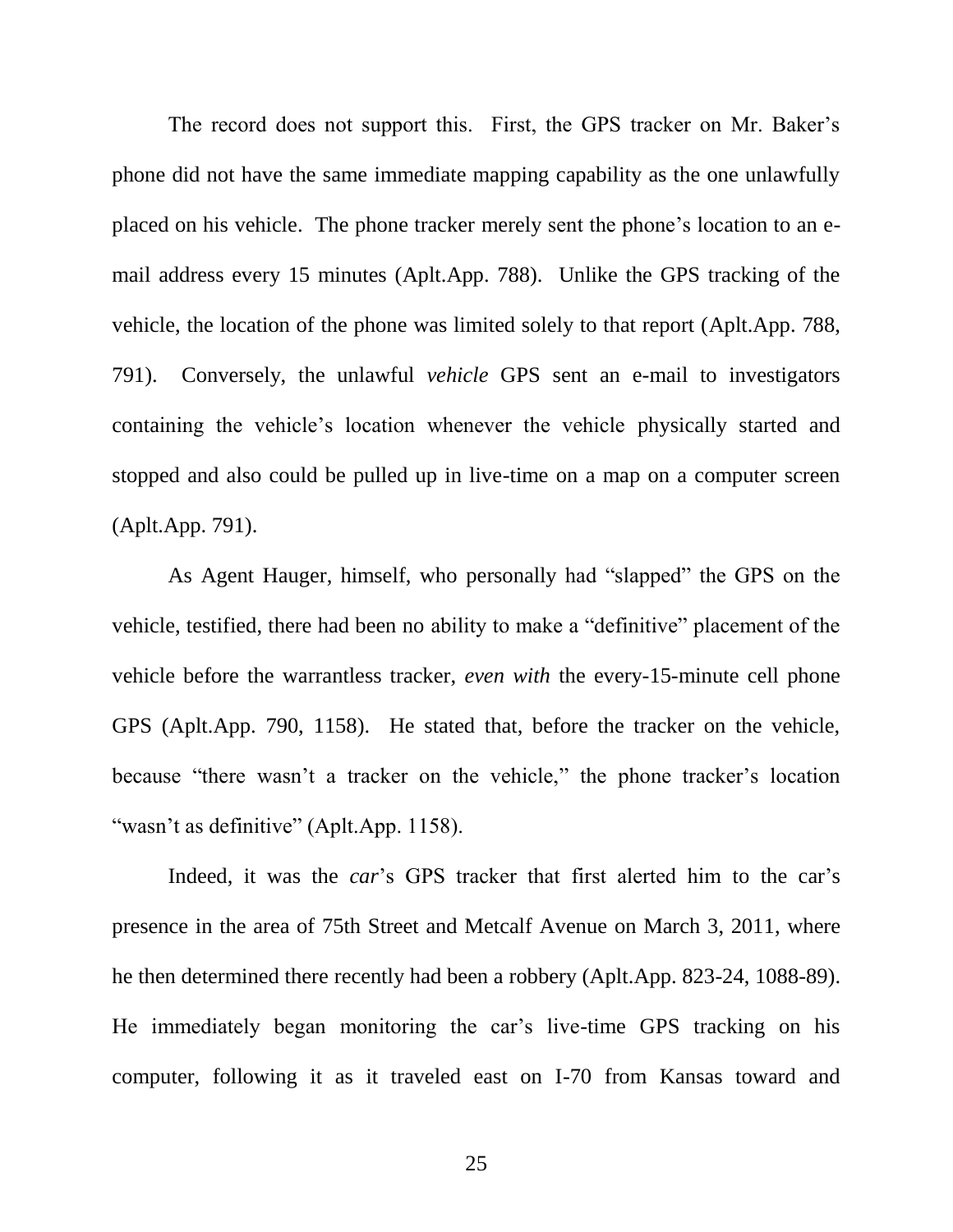The record does not support this. First, the GPS tracker on Mr. Baker's phone did not have the same immediate mapping capability as the one unlawfully placed on his vehicle. The phone tracker merely sent the phone's location to an e-mail address every 15 minutes (Aplt.App. 788). Unlike the GPS tracking of the vehicle, the location of the phone was limited solely to that report (Aplt.App. 788, 791). Conversely, the unlawful *vehicle* GPS sent an e-mail to investigators containing the vehicle's location whenever the vehicle physically started and stopped and also could be pulled up in live-time on a map on a computer screen (Aplt.App. 791).

As Agent Hauger, himself, who personally had "slapped" the GPS on the vehicle, testified, there had been no ability to make a "definitive" placement of the vehicle before the warrantless tracker, *even with* the every-15-minute cell phone GPS (Aplt.App. 790, 1158). He stated that, before the tracker on the vehicle, because "there wasn't a tracker on the vehicle," the phone tracker's location "wasn't as definitive" (Aplt.App. 1158).

Indeed, it was the *car*'s GPS tracker that first alerted him to the car's presence in the area of 75th Street and Metcalf Avenue on March 3, 2011, where he then determined there recently had been a robbery (Aplt.App. 823-24, 1088-89). He immediately began monitoring the car's live-time GPS tracking on his computer, following it as it traveled east on I-70 from Kansas toward and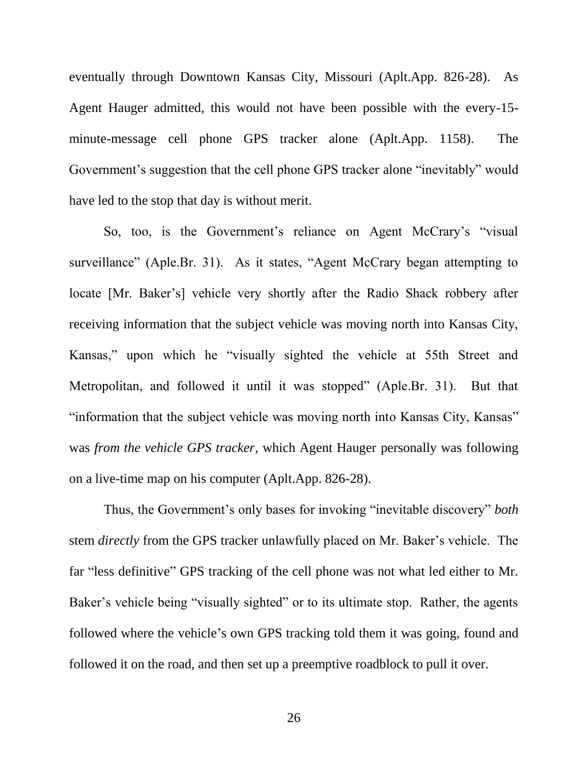eventually through Downtown Kansas City, Missouri (Aplt.App. 826-28). As Agent Hauger admitted, this would not have been possible with the every-15-minute-message cell phone GPS tracker alone (Aplt.App. 1158). The Government's suggestion that the cell phone GPS tracker alone "inevitably" would have led to the stop that day is without merit.

So, too, is the Government's reliance on Agent McCrary's "visual surveillance" (Aple.Br. 31). As it states, "Agent McCrary began attempting to locate [Mr. Baker's] vehicle very shortly after the Radio Shack robbery after receiving information that the subject vehicle was moving north into Kansas City, Kansas," upon which he "visually sighted the vehicle at 55th Street and Metropolitan, and followed it until it was stopped" (Aple.Br. 31). But that "information that the subject vehicle was moving north into Kansas City, Kansas" was *from the vehicle GPS tracker*, which Agent Hauger personally was following on a live-time map on his computer (Aplt.App. 826-28).

Thus, the Government's only bases for invoking "inevitable discovery" *both* stem *directly* from the GPS tracker unlawfully placed on Mr. Baker's vehicle. The far "less definitive" GPS tracking of the cell phone was not what led either to Mr. Baker's vehicle being "visually sighted" or to its ultimate stop. Rather, the agents followed where the vehicle's own GPS tracking told them it was going, found and followed it on the road, and then set up a preemptive roadblock to pull it over.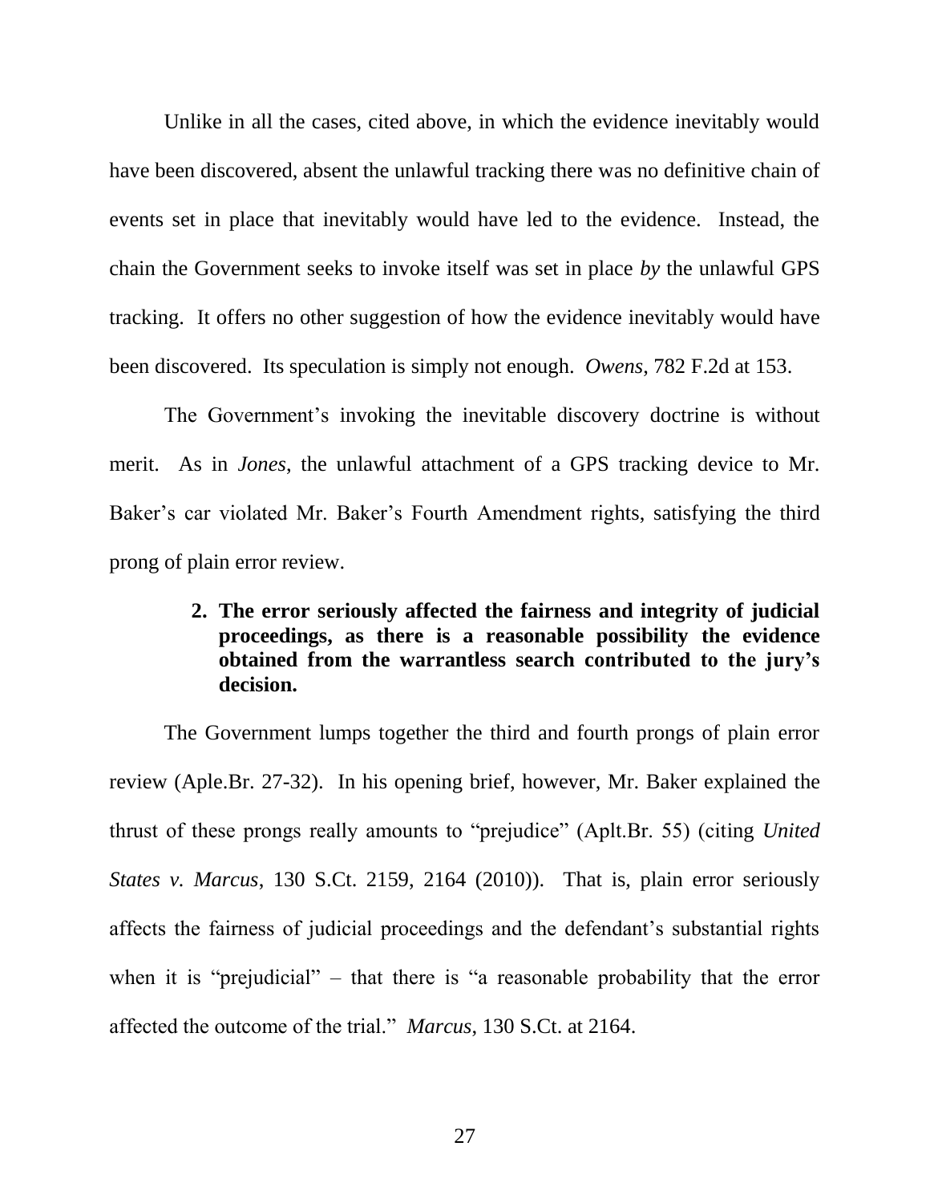Unlike in all the cases, cited above, in which the evidence inevitably would have been discovered, absent the unlawful tracking there was no definitive chain of events set in place that inevitably would have led to the evidence. Instead, the chain the Government seeks to invoke itself was set in place *by* the unlawful GPS tracking. It offers no other suggestion of how the evidence inevitably would have been discovered. Its speculation is simply not enough. *Owens*, 782 F.2d at 153.

The Government's invoking the inevitable discovery doctrine is without merit. As in *Jones*, the unlawful attachment of a GPS tracking device to Mr. Baker's car violated Mr. Baker's Fourth Amendment rights, satisfying the third prong of plain error review.

#### 2. The error seriously affected the fairness and integrity of judicial proceedings, as there is a reasonable possibility the evidence obtained from the warrantless search contributed to the jury's decision.

The Government lumps together the third and fourth prongs of plain error review (Aple.Br. 27-32). In his opening brief, however, Mr. Baker explained the thrust of these prongs really amounts to "prejudice" (Aplt.Br. 55) (citing *United States v. Marcus*, 130 S.Ct. 2159, 2164 (2010)). That is, plain error seriously affects the fairness of judicial proceedings and the defendant's substantial rights when it is "prejudicial" – that there is "a reasonable probability that the error affected the outcome of the trial." *Marcus*, 130 S.Ct. at 2164.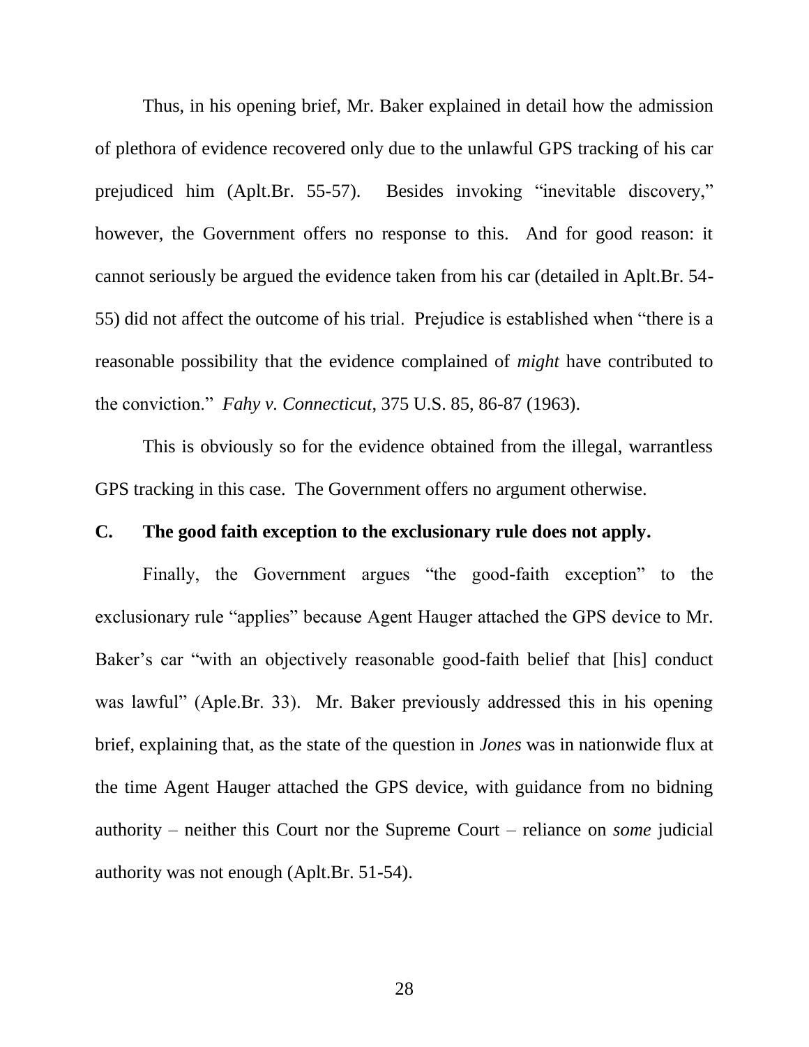Thus, in his opening brief, Mr. Baker explained in detail how the admission of plethora of evidence recovered only due to the unlawful GPS tracking of his car prejudiced him (Aplt.Br. 55-57). Besides invoking "inevitable discovery," however, the Government offers no response to this. And for good reason: it cannot seriously be argued the evidence taken from his car (detailed in Aplt.Br. 54-55) did not affect the outcome of his trial. Prejudice is established when "there is a reasonable possibility that the evidence complained of *might* have contributed to the conviction." *Fahy v. Connecticut*, 375 U.S. 85, 86-87 (1963).

This is obviously so for the evidence obtained from the illegal, warrantless GPS tracking in this case. The Government offers no argument otherwise.

**C. The good faith exception to the exclusionary rule does not apply.**

Finally, the Government argues "the good-faith exception" to the exclusionary rule "applies" because Agent Hauger attached the GPS device to Mr. Baker's car "with an objectively reasonable good-faith belief that [his] conduct was lawful" (Aple.Br. 33). Mr. Baker previously addressed this in his opening brief, explaining that, as the state of the question in *Jones* was in nationwide flux at the time Agent Hauger attached the GPS device, with guidance from no bidning authority – neither this Court nor the Supreme Court – reliance on *some* judicial authority was not enough (Aplt.Br. 51-54).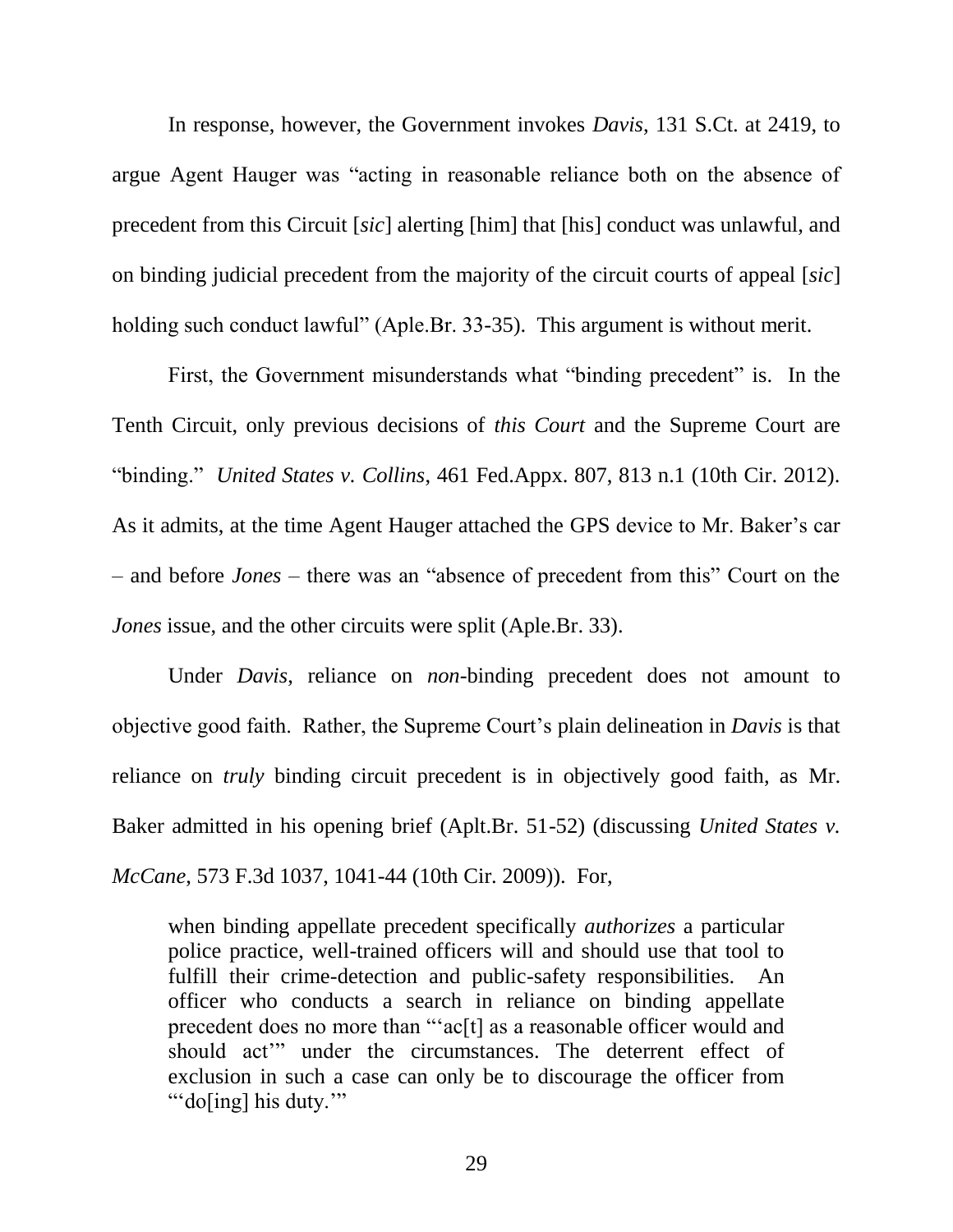In response, however, the Government invokes *Davis*, 131 S.Ct. at 2419, to argue Agent Hauger was "acting in reasonable reliance both on the absence of precedent from this Circuit [*sic*] alerting [him] that [his] conduct was unlawful, and on binding judicial precedent from the majority of the circuit courts of appeal [*sic*] holding such conduct lawful" (Aple.Br. 33-35). This argument is without merit.

First, the Government misunderstands what "binding precedent" is. In the Tenth Circuit, only previous decisions of *this Court* and the Supreme Court are "binding." *United States v. Collins*, 461 Fed.Appx. 807, 813 n.1 (10th Cir. 2012). As it admits, at the time Agent Hauger attached the GPS device to Mr. Baker's car – and before *Jones* – there was an "absence of precedent from this" Court on the *Jones* issue, and the other circuits were split (Aple.Br. 33).

Under *Davis*, reliance on *non*-binding precedent does not amount to objective good faith. Rather, the Supreme Court's plain delineation in *Davis* is that reliance on *truly* binding circuit precedent is in objectively good faith, as Mr. Baker admitted in his opening brief (Aplt.Br. 51-52) (discussing *United States v. McCane*, 573 F.3d 1037, 1041-44 (10th Cir. 2009)). For,

> when binding appellate precedent specifically *authorizes* a particular police practice, well-trained officers will and should use that tool to fulfill their crime-detection and public-safety responsibilities. An officer who conducts a search in reliance on binding appellate precedent does no more than "'ac[t] as a reasonable officer would and should act'" under the circumstances. The deterrent effect of exclusion in such a case can only be to discourage the officer from "'do[ing] his duty.'"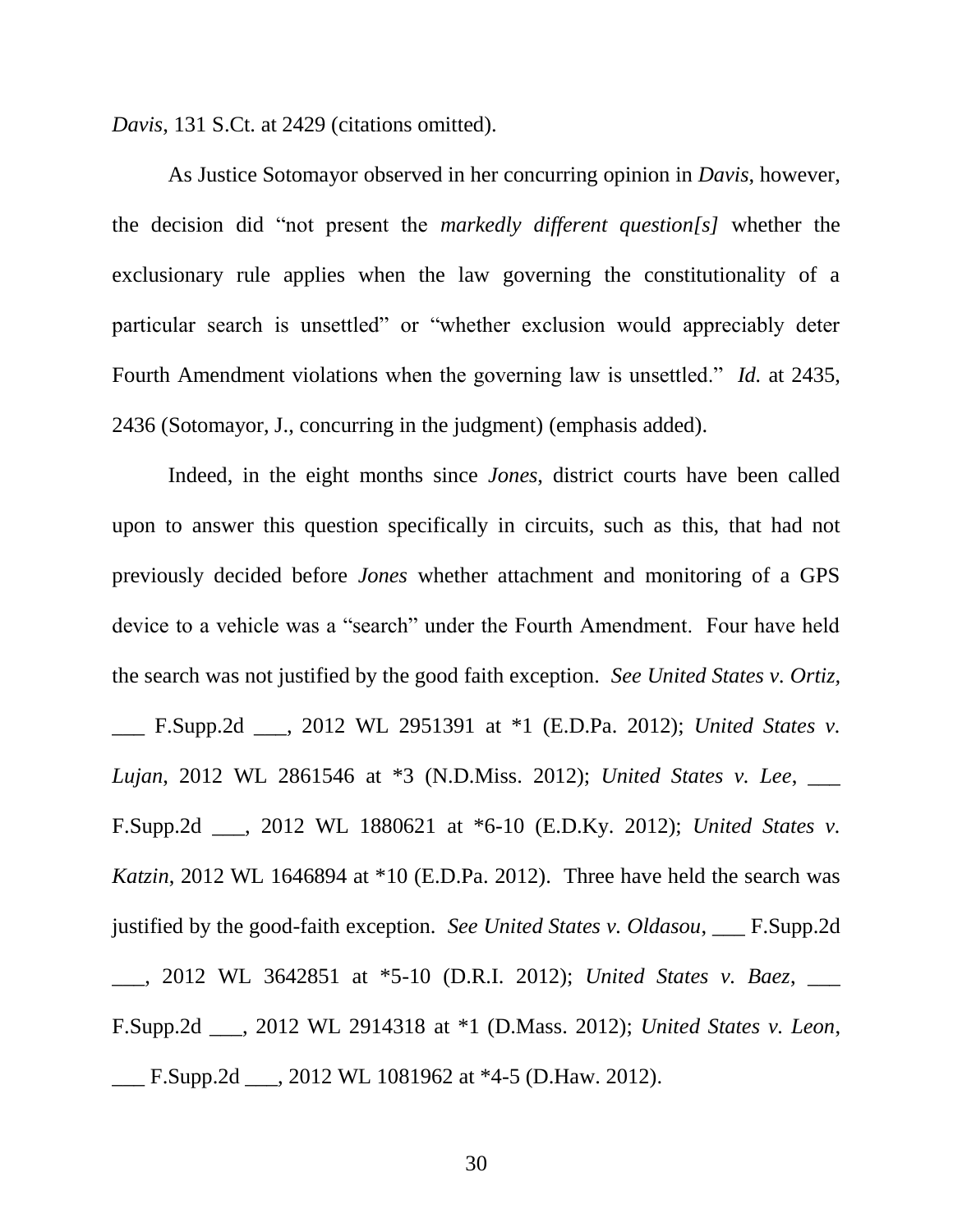*Davis*, 131 S.Ct. at 2429 (citations omitted).

As Justice Sotomayor observed in her concurring opinion in *Davis*, however, the decision did "not present the *markedly different question[s]* whether the exclusionary rule applies when the law governing the constitutionality of a particular search is unsettled" or "whether exclusion would appreciably deter Fourth Amendment violations when the governing law is unsettled." *Id.* at 2435, 2436 (Sotomayor, J., concurring in the judgment) (emphasis added).

Indeed, in the eight months since *Jones*, district courts have been called upon to answer this question specifically in circuits, such as this, that had not previously decided before *Jones* whether attachment and monitoring of a GPS device to a vehicle was a "search" under the Fourth Amendment. Four have held the search was not justified by the good faith exception. *See United States v. Ortiz,* ___ F.Supp.2d ___, 2012 WL 2951391 at *1 (E.D.Pa. 2012); *United States v. Lujan*, 2012 WL 2861546 at *3 (N.D.Miss. 2012); *United States v. Lee*, ___ F.Supp.2d ___, 2012 WL 1880621 at *6-10 (E.D.Ky. 2012); *United States v. Katzin*, 2012 WL 1646894 at *10 (E.D.Pa. 2012). Three have held the search was justified by the good-faith exception. *See United States v. Oldasou*, ___ F.Supp.2d ___, 2012 WL 3642851 at *5-10 (D.R.I. 2012); *United States v. Baez*, ___ F.Supp.2d ___, 2012 WL 2914318 at *1 (D.Mass. 2012); *United States v. Leon*, ___ F.Supp.2d ___, 2012 WL 1081962 at *4-5 (D.Haw. 2012).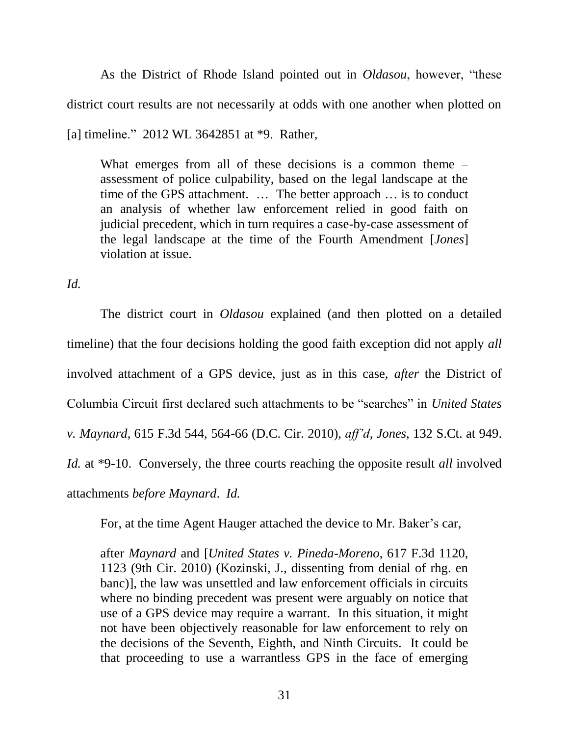As the District of Rhode Island pointed out in *Oldasou*, however, "these district court results are not necessarily at odds with one another when plotted on [a] timeline." 2012 WL 3642851 at *9. Rather,

> What emerges from all of these decisions is a common theme – assessment of police culpability, based on the legal landscape at the time of the GPS attachment. … The better approach … is to conduct an analysis of whether law enforcement relied in good faith on judicial precedent, which in turn requires a case-by-case assessment of the legal landscape at the time of the Fourth Amendment [*Jones*] violation at issue.

*Id.*

The district court in *Oldasou* explained (and then plotted on a detailed timeline) that the four decisions holding the good faith exception did not apply *all* involved attachment of a GPS device, just as in this case, *after* the District of Columbia Circuit first declared such attachments to be "searches" in *United States v. Maynard*, 615 F.3d 544, 564-66 (D.C. Cir. 2010), *aff'd*, *Jones*, 132 S.Ct. at 949. *Id.* at *9-10. Conversely, the three courts reaching the opposite result *all* involved attachments *before Maynard*. *Id.*

For, at the time Agent Hauger attached the device to Mr. Baker's car,

> after *Maynard* and [*United States v. Pineda-Moreno*, 617 F.3d 1120, 1123 (9th Cir. 2010) (Kozinski, J., dissenting from denial of rhg. en banc)], the law was unsettled and law enforcement officials in circuits where no binding precedent was present were arguably on notice that use of a GPS device may require a warrant. In this situation, it might not have been objectively reasonable for law enforcement to rely on the decisions of the Seventh, Eighth, and Ninth Circuits. It could be that proceeding to use a warrantless GPS in the face of emerging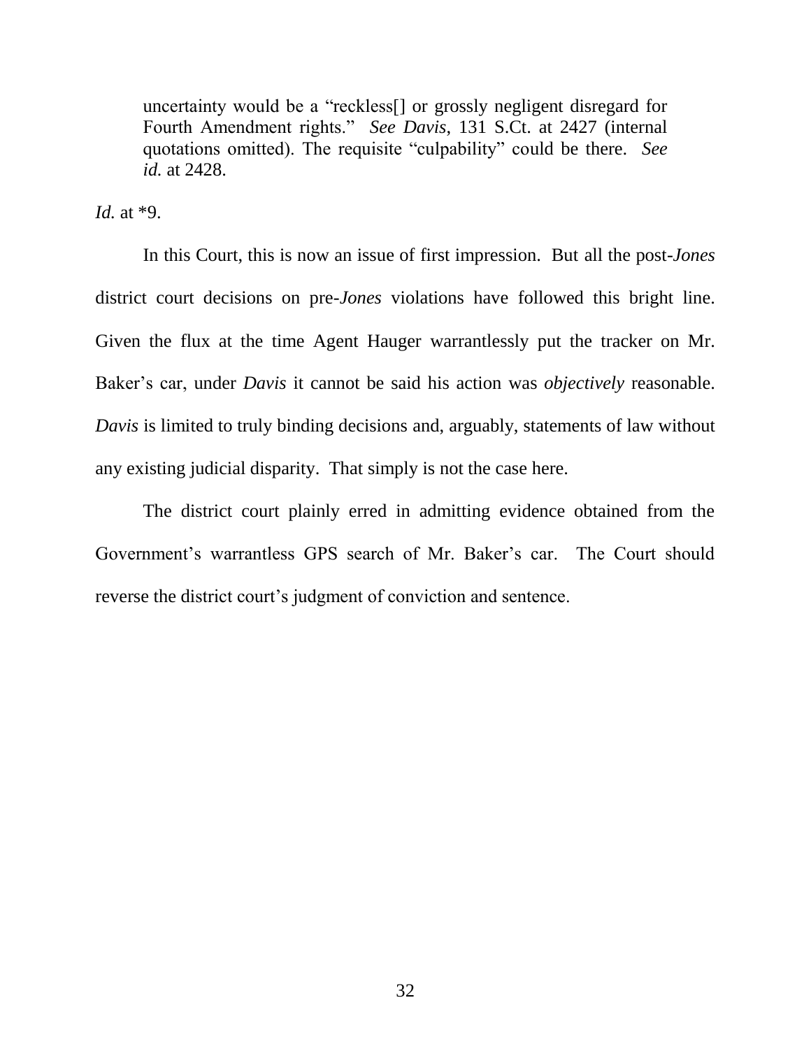> uncertainty would be a "reckless[] or grossly negligent disregard for Fourth Amendment rights." *See Davis*, 131 S.Ct. at 2427 (internal quotations omitted). The requisite "culpability" could be there. *See id.* at 2428.

*Id.* at *9.

In this Court, this is now an issue of first impression. But all the post-*Jones* district court decisions on pre-*Jones* violations have followed this bright line. Given the flux at the time Agent Hauger warrantlessly put the tracker on Mr. Baker's car, under *Davis* it cannot be said his action was *objectively* reasonable. *Davis* is limited to truly binding decisions and, arguably, statements of law without any existing judicial disparity. That simply is not the case here.

The district court plainly erred in admitting evidence obtained from the Government's warrantless GPS search of Mr. Baker's car. The Court should reverse the district court's judgment of conviction and sentence.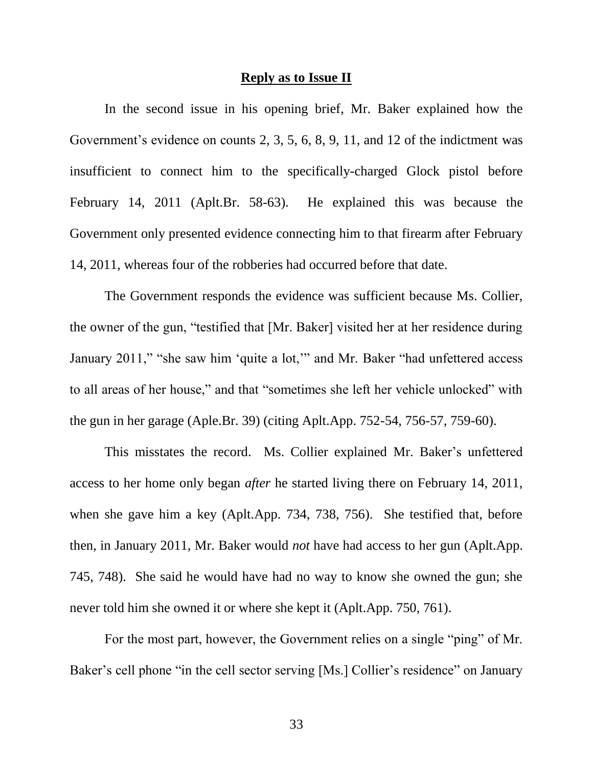## Reply as to Issue II

In the second issue in his opening brief, Mr. Baker explained how the Government's evidence on counts 2, 3, 5, 6, 8, 9, 11, and 12 of the indictment was insufficient to connect him to the specifically-charged Glock pistol before February 14, 2011 (Aplt.Br. 58-63). He explained this was because the Government only presented evidence connecting him to that firearm after February 14, 2011, whereas four of the robberies had occurred before that date.

The Government responds the evidence was sufficient because Ms. Collier, the owner of the gun, "testified that [Mr. Baker] visited her at her residence during January 2011," "she saw him 'quite a lot,'" and Mr. Baker "had unfettered access to all areas of her house," and that "sometimes she left her vehicle unlocked" with the gun in her garage (Aple.Br. 39) (citing Aplt.App. 752-54, 756-57, 759-60).

This misstates the record. Ms. Collier explained Mr. Baker's unfettered access to her home only began *after* he started living there on February 14, 2011, when she gave him a key (Aplt.App. 734, 738, 756). She testified that, before then, in January 2011, Mr. Baker would *not* have had access to her gun (Aplt.App. 745, 748). She said he would have had no way to know she owned the gun; she never told him she owned it or where she kept it (Aplt.App. 750, 761).

For the most part, however, the Government relies on a single "ping" of Mr. Baker's cell phone "in the cell sector serving [Ms.] Collier's residence" on January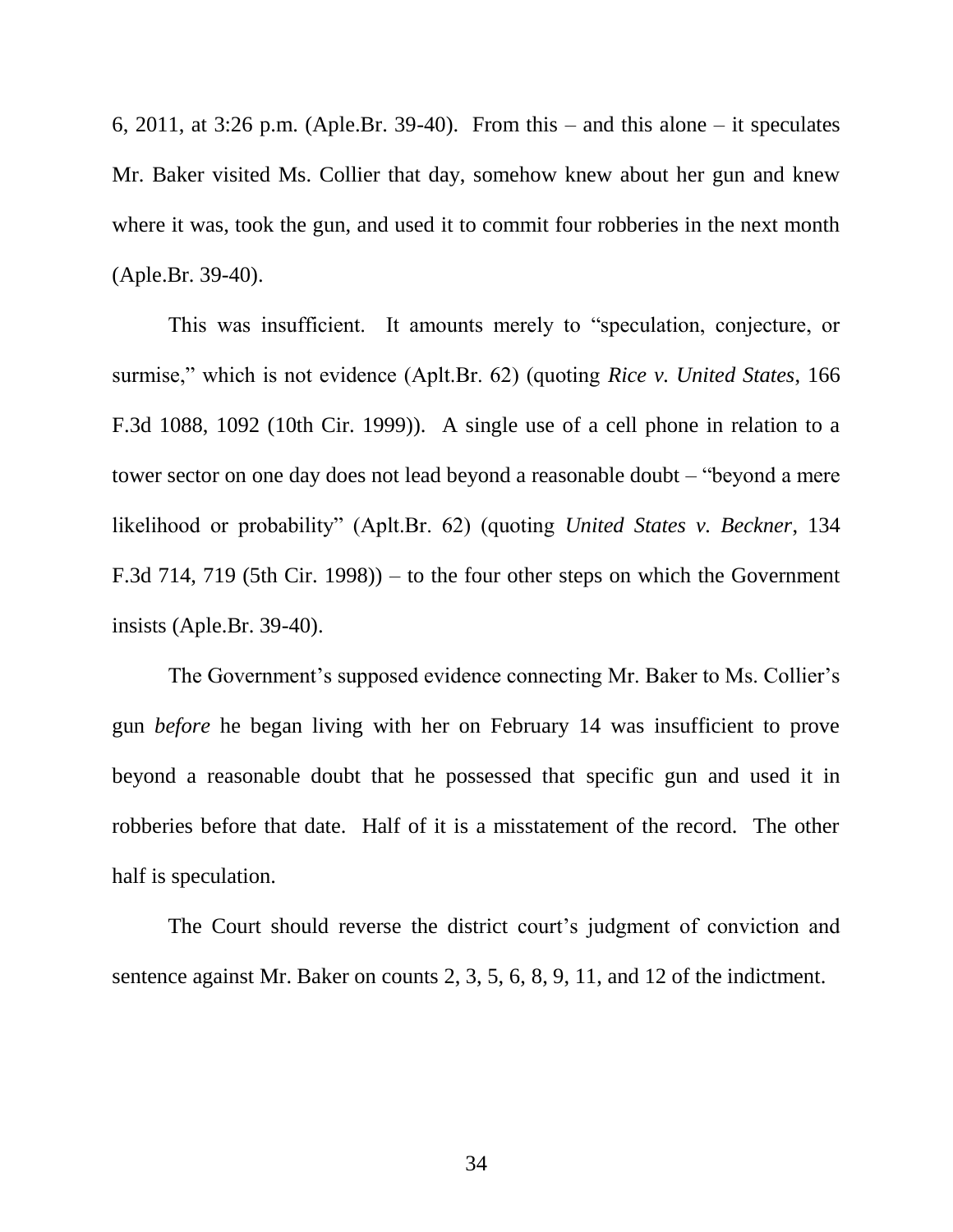6, 2011, at 3:26 p.m. (Aple.Br. 39-40). From this – and this alone – it speculates Mr. Baker visited Ms. Collier that day, somehow knew about her gun and knew where it was, took the gun, and used it to commit four robberies in the next month (Aple.Br. 39-40).

This was insufficient. It amounts merely to "speculation, conjecture, or surmise," which is not evidence (Aplt.Br. 62) (quoting *Rice v. United States*, 166 F.3d 1088, 1092 (10th Cir. 1999)). A single use of a cell phone in relation to a tower sector on one day does not lead beyond a reasonable doubt – "beyond a mere likelihood or probability" (Aplt.Br. 62) (quoting *United States v. Beckner*, 134 F.3d 714, 719 (5th Cir. 1998)) – to the four other steps on which the Government insists (Aple.Br. 39-40).

The Government's supposed evidence connecting Mr. Baker to Ms. Collier's gun *before* he began living with her on February 14 was insufficient to prove beyond a reasonable doubt that he possessed that specific gun and used it in robberies before that date. Half of it is a misstatement of the record. The other half is speculation.

The Court should reverse the district court's judgment of conviction and sentence against Mr. Baker on counts 2, 3, 5, 6, 8, 9, 11, and 12 of the indictment.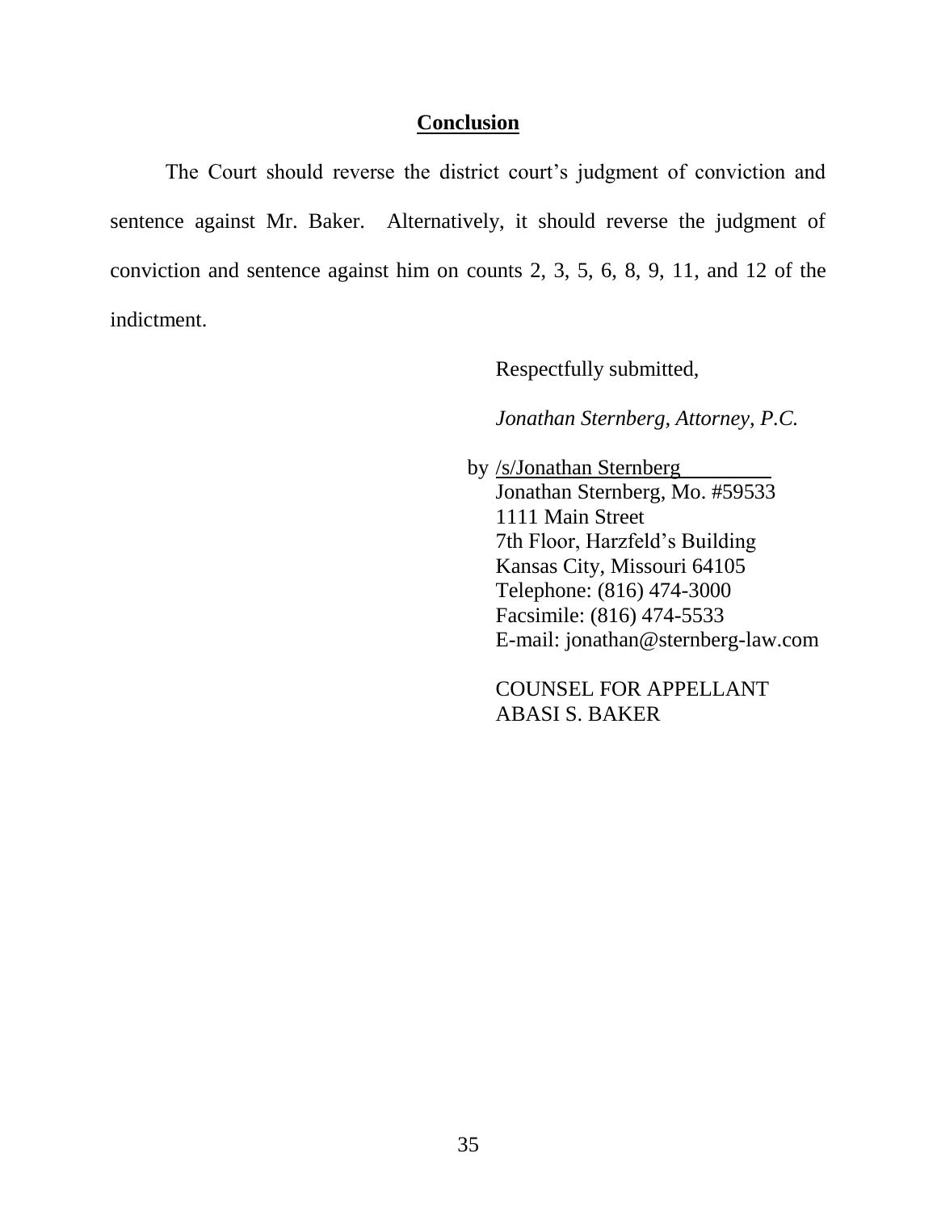## **Conclusion**

The Court should reverse the district court's judgment of conviction and sentence against Mr. Baker. Alternatively, it should reverse the judgment of conviction and sentence against him on counts 2, 3, 5, 6, 8, 9, 11, and 12 of the indictment.

Respectfully submitted,

*Jonathan Sternberg, Attorney, P.C.*

by /s/Jonathan Sternberg
Jonathan Sternberg, Mo. #59533
1111 Main Street
7th Floor, Harzfeld's Building
Kansas City, Missouri 64105
Telephone: (816) 474-3000
Facsimile: (816) 474-5533
E-mail: jonathan@sternberg-law.com

COUNSEL FOR APPELLANT
ABASI S. BAKER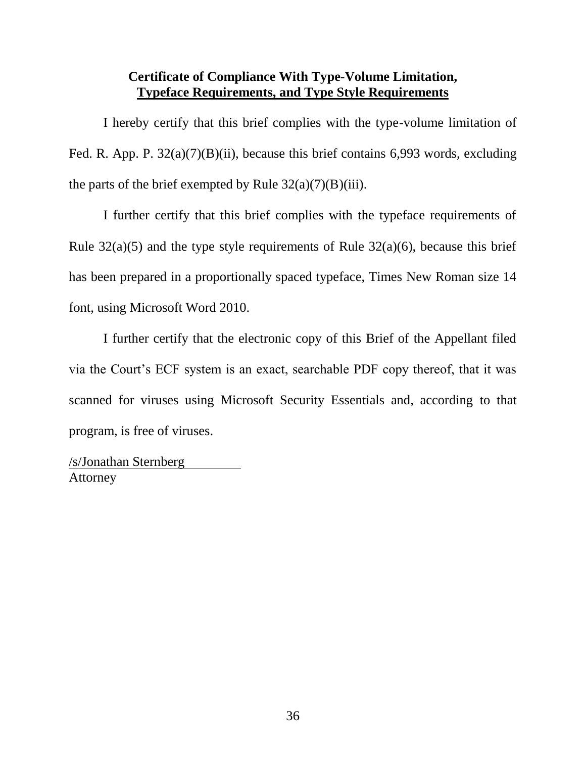**Certificate of Compliance With Type-Volume Limitation, Typeface Requirements, and Type Style Requirements**

I hereby certify that this brief complies with the type-volume limitation of Fed. R. App. P. 32(a)(7)(B)(ii), because this brief contains 6,993 words, excluding the parts of the brief exempted by Rule 32(a)(7)(B)(iii).

I further certify that this brief complies with the typeface requirements of Rule 32(a)(5) and the type style requirements of Rule 32(a)(6), because this brief has been prepared in a proportionally spaced typeface, Times New Roman size 14 font, using Microsoft Word 2010.

I further certify that the electronic copy of this Brief of the Appellant filed via the Court's ECF system is an exact, searchable PDF copy thereof, that it was scanned for viruses using Microsoft Security Essentials and, according to that program, is free of viruses.

/s/Jonathan Sternberg
Attorney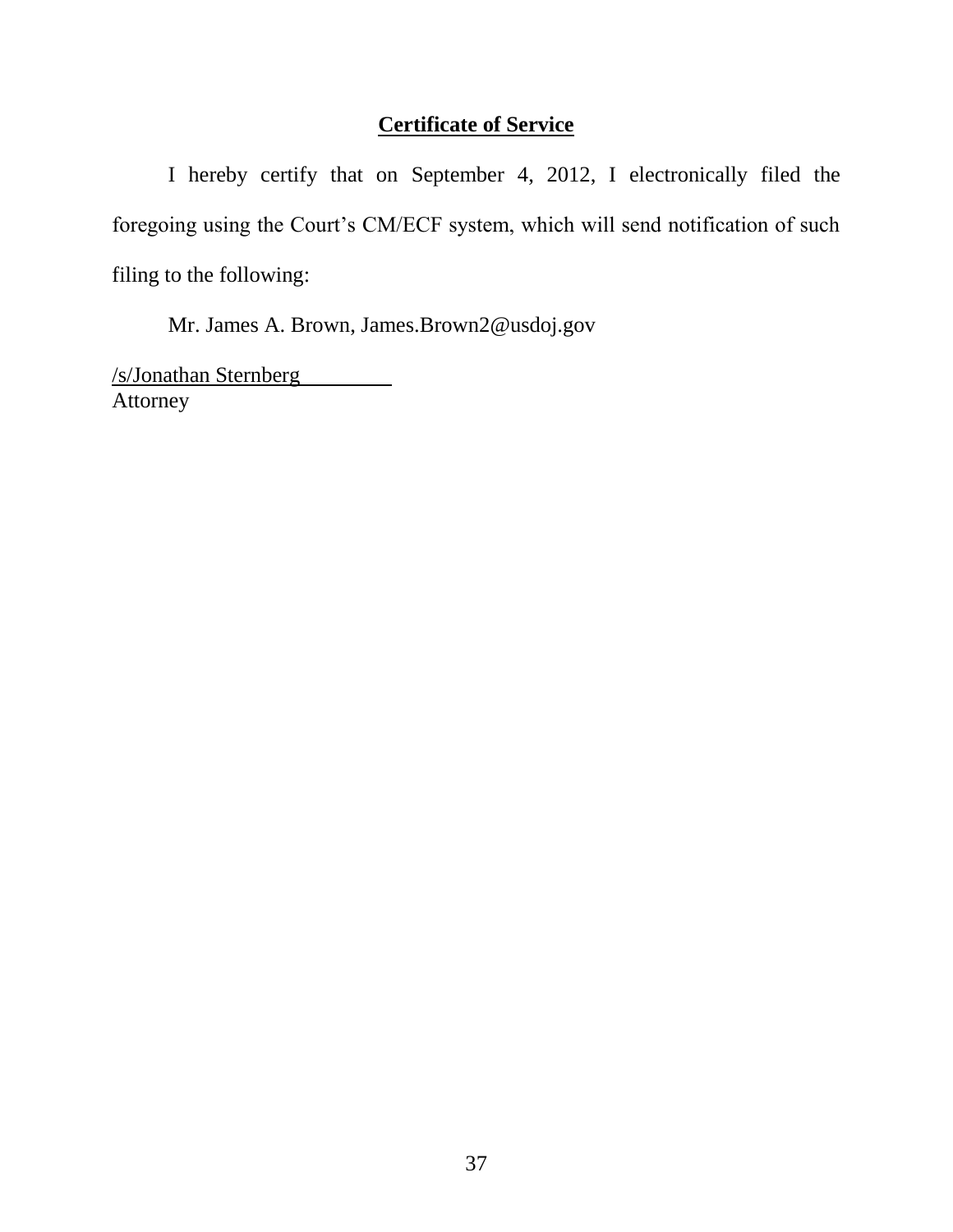## Certificate of Service

I hereby certify that on September 4, 2012, I electronically filed the foregoing using the Court's CM/ECF system, which will send notification of such filing to the following:

Mr. James A. Brown, James.Brown2@usdoj.gov

/s/Jonathan Sternberg
Attorney